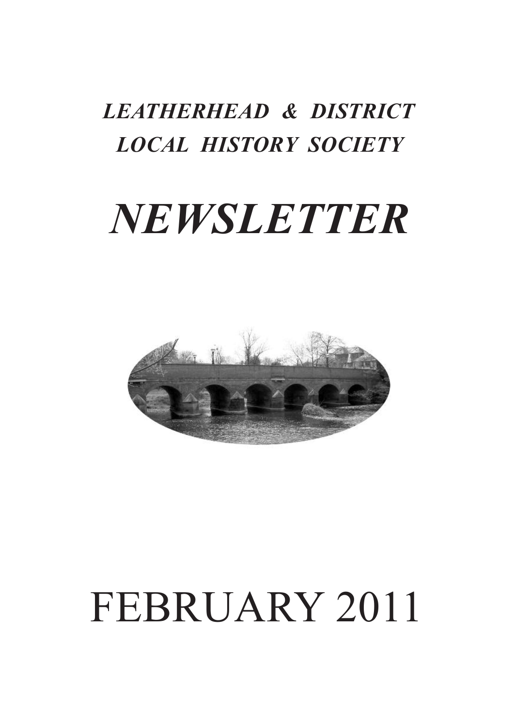***LEATHERHEAD & DISTRICT***
***LOCAL HISTORY SOCIETY***

# ***NEWSLETTER***

# FEBRUARY 2011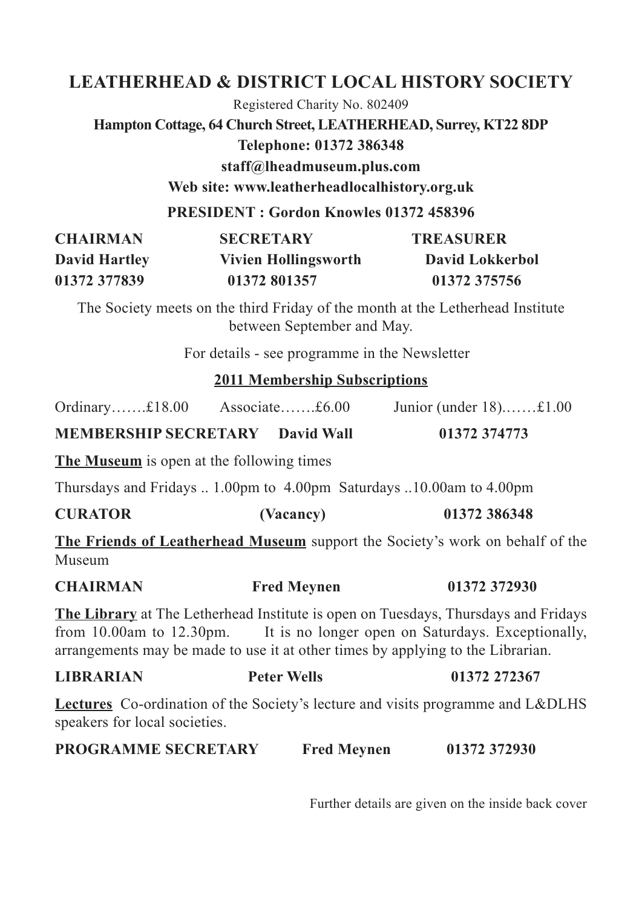# LEATHERHEAD & DISTRICT LOCAL HISTORY SOCIETY

Registered Charity No. 802409

**Hampton Cottage, 64 Church Street, LEATHERHEAD, Surrey, KT22 8DP**

**Telephone: 01372 386348**

**staff@lheadmuseum.plus.com**

**Web site: www.leatherheadlocalhistory.org.uk**

**PRESIDENT : Gordon Knowles 01372 458396**

| CHAIRMAN | SECRETARY | TREASURER |
|---|---|---|
| David Hartley | Vivien Hollingsworth | David Lokkerbol |
| 01372 377839 | 01372 801357 | 01372 375756 |

The Society meets on the third Friday of the month at the Letherhead Institute between September and May.

For details - see programme in the Newsletter

**2011 Membership Subscriptions**

Ordinary…….£18.00 Associate…….£6.00 Junior (under 18).……£1.00

**MEMBERSHIP SECRETARY David Wall 01372 374773**

**The Museum** is open at the following times

Thursdays and Fridays .. 1.00pm to 4.00pm Saturdays ..10.00am to 4.00pm

**CURATOR (Vacancy) 01372 386348**

**The Friends of Leatherhead Museum** support the Society's work on behalf of the Museum

**CHAIRMAN Fred Meynen 01372 372930**

**The Library** at The Letherhead Institute is open on Tuesdays, Thursdays and Fridays from 10.00am to 12.30pm. It is no longer open on Saturdays. Exceptionally, arrangements may be made to use it at other times by applying to the Librarian.

**LIBRARIAN Peter Wells 01372 272367**

**Lectures** Co-ordination of the Society's lecture and visits programme and L&DLHS speakers for local societies.

**PROGRAMME SECRETARY Fred Meynen 01372 372930**

Further details are given on the inside back cover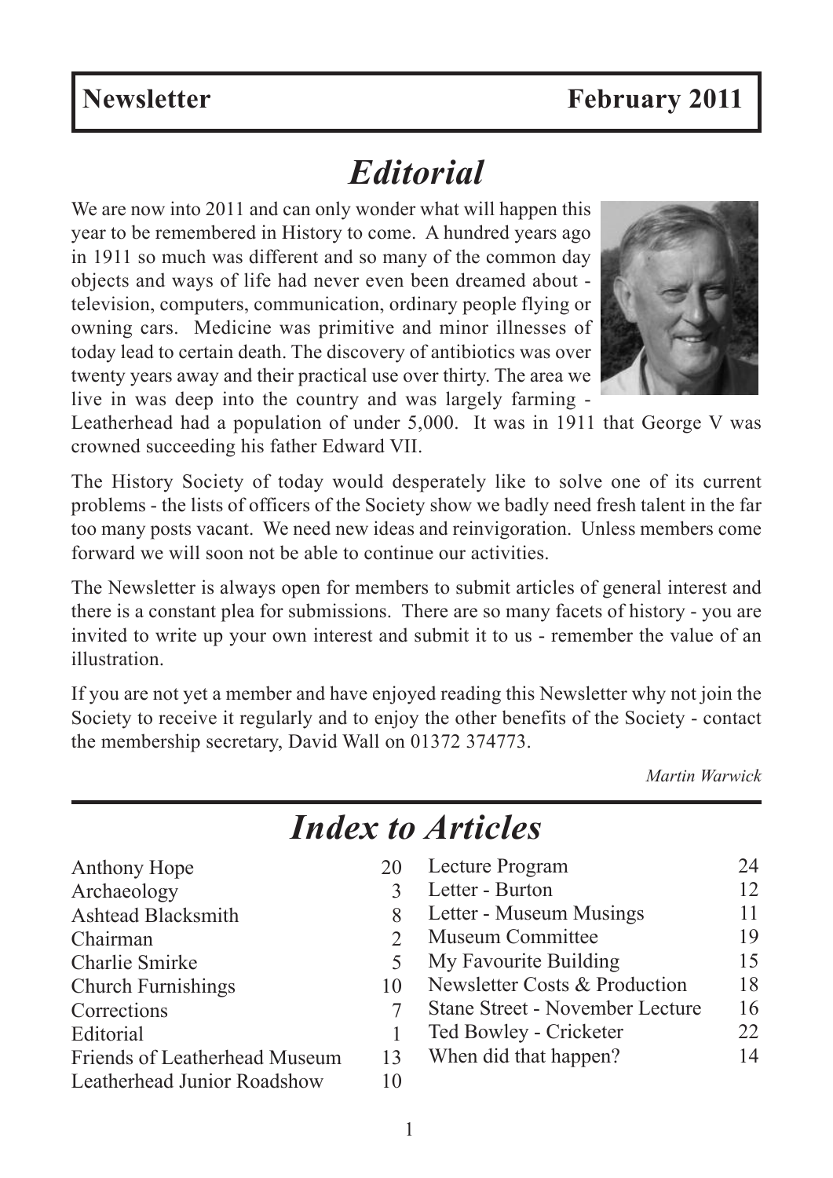**Newsletter** **February 2011**

# *Editorial*

We are now into 2011 and can only wonder what will happen this year to be remembered in History to come. A hundred years ago in 1911 so much was different and so many of the common day objects and ways of life had never even been dreamed about - television, computers, communication, ordinary people flying or owning cars. Medicine was primitive and minor illnesses of today lead to certain death. The discovery of antibiotics was over twenty years away and their practical use over thirty. The area we live in was deep into the country and was largely farming - Leatherhead had a population of under 5,000. It was in 1911 that George V was crowned succeeding his father Edward VII.

The History Society of today would desperately like to solve one of its current problems - the lists of officers of the Society show we badly need fresh talent in the far too many posts vacant. We need new ideas and reinvigoration. Unless members come forward we will soon not be able to continue our activities.

The Newsletter is always open for members to submit articles of general interest and there is a constant plea for submissions. There are so many facets of history - you are invited to write up your own interest and submit it to us - remember the value of an illustration.

If you are not yet a member and have enjoyed reading this Newsletter why not join the Society to receive it regularly and to enjoy the other benefits of the Society - contact the membership secretary, David Wall on 01372 374773.

*Martin Warwick*

# *Index to Articles*

| Article | Page |
|---|---|
| Anthony Hope | 20 |
| Archaeology | 3 |
| Ashtead Blacksmith | 8 |
| Chairman | 2 |
| Charlie Smirke | 5 |
| Church Furnishings | 10 |
| Corrections | 7 |
| Editorial | 1 |
| Friends of Leatherhead Museum | 13 |
| Leatherhead Junior Roadshow | 10 |
| Lecture Program | 24 |
| Letter - Burton | 12 |
| Letter - Museum Musings | 11 |
| Museum Committee | 19 |
| My Favourite Building | 15 |
| Newsletter Costs & Production | 18 |
| Stane Street - November Lecture | 16 |
| Ted Bowley - Cricketer | 22 |
| When did that happen? | 14 |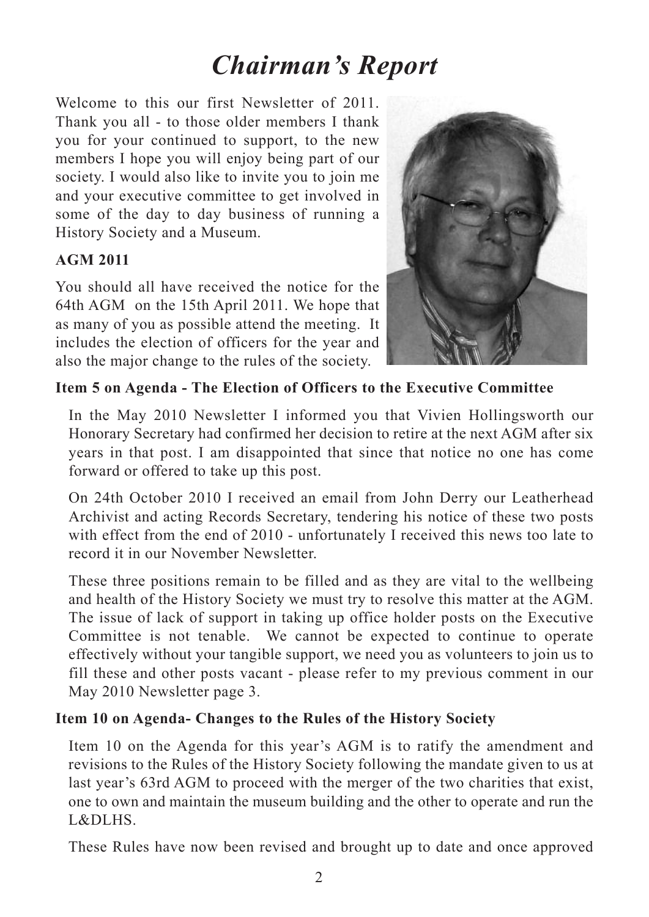# *Chairman's Report*

Welcome to this our first Newsletter of 2011. Thank you all - to those older members I thank you for your continued to support, to the new members I hope you will enjoy being part of our society. I would also like to invite you to join me and your executive committee to get involved in some of the day to day business of running a History Society and a Museum.

**AGM 2011**

You should all have received the notice for the 64th AGM on the 15th April 2011. We hope that as many of you as possible attend the meeting. It includes the election of officers for the year and also the major change to the rules of the society.

**Item 5 on Agenda - The Election of Officers to the Executive Committee**

In the May 2010 Newsletter I informed you that Vivien Hollingsworth our Honorary Secretary had confirmed her decision to retire at the next AGM after six years in that post. I am disappointed that since that notice no one has come forward or offered to take up this post.

On 24th October 2010 I received an email from John Derry our Leatherhead Archivist and acting Records Secretary, tendering his notice of these two posts with effect from the end of 2010 - unfortunately I received this news too late to record it in our November Newsletter.

These three positions remain to be filled and as they are vital to the wellbeing and health of the History Society we must try to resolve this matter at the AGM. The issue of lack of support in taking up office holder posts on the Executive Committee is not tenable. We cannot be expected to continue to operate effectively without your tangible support, we need you as volunteers to join us to fill these and other posts vacant - please refer to my previous comment in our May 2010 Newsletter page 3.

**Item 10 on Agenda- Changes to the Rules of the History Society**

Item 10 on the Agenda for this year's AGM is to ratify the amendment and revisions to the Rules of the History Society following the mandate given to us at last year's 63rd AGM to proceed with the merger of the two charities that exist, one to own and maintain the museum building and the other to operate and run the L&DLHS.

These Rules have now been revised and brought up to date and once approved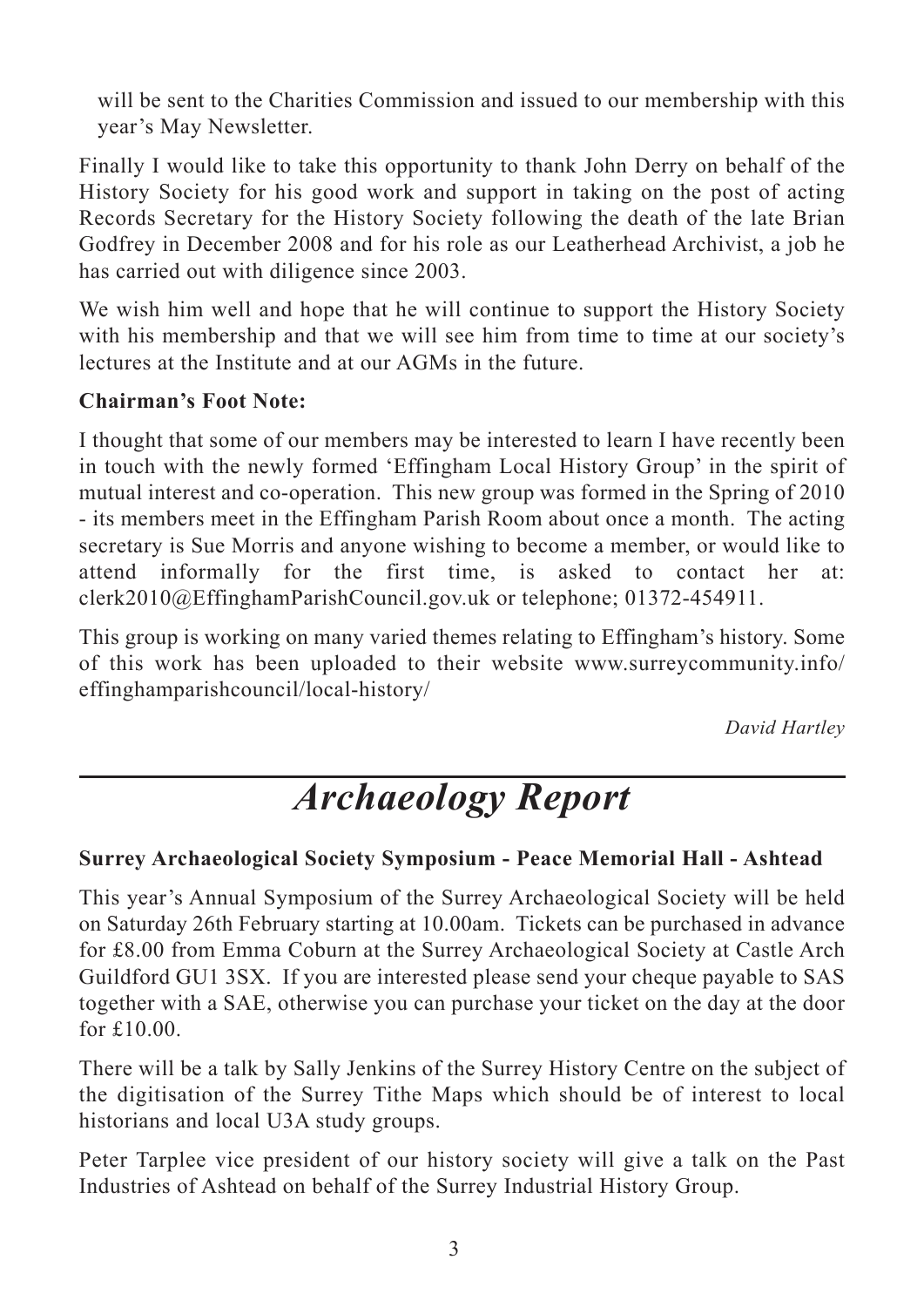will be sent to the Charities Commission and issued to our membership with this year's May Newsletter.

Finally I would like to take this opportunity to thank John Derry on behalf of the History Society for his good work and support in taking on the post of acting Records Secretary for the History Society following the death of the late Brian Godfrey in December 2008 and for his role as our Leatherhead Archivist, a job he has carried out with diligence since 2003.

We wish him well and hope that he will continue to support the History Society with his membership and that we will see him from time to time at our society's lectures at the Institute and at our AGMs in the future.

**Chairman's Foot Note:**

I thought that some of our members may be interested to learn I have recently been in touch with the newly formed 'Effingham Local History Group' in the spirit of mutual interest and co-operation. This new group was formed in the Spring of 2010 - its members meet in the Effingham Parish Room about once a month. The acting secretary is Sue Morris and anyone wishing to become a member, or would like to attend informally for the first time, is asked to contact her at: clerk2010@EffinghamParishCouncil.gov.uk or telephone; 01372-454911.

This group is working on many varied themes relating to Effingham's history. Some of this work has been uploaded to their website www.surreycommunity.info/effinghamparishcouncil/local-history/

*David Hartley*

# *Archaeology Report*

**Surrey Archaeological Society Symposium - Peace Memorial Hall - Ashtead**

This year's Annual Symposium of the Surrey Archaeological Society will be held on Saturday 26th February starting at 10.00am. Tickets can be purchased in advance for £8.00 from Emma Coburn at the Surrey Archaeological Society at Castle Arch Guildford GU1 3SX. If you are interested please send your cheque payable to SAS together with a SAE, otherwise you can purchase your ticket on the day at the door for £10.00.

There will be a talk by Sally Jenkins of the Surrey History Centre on the subject of the digitisation of the Surrey Tithe Maps which should be of interest to local historians and local U3A study groups.

Peter Tarplee vice president of our history society will give a talk on the Past Industries of Ashtead on behalf of the Surrey Industrial History Group.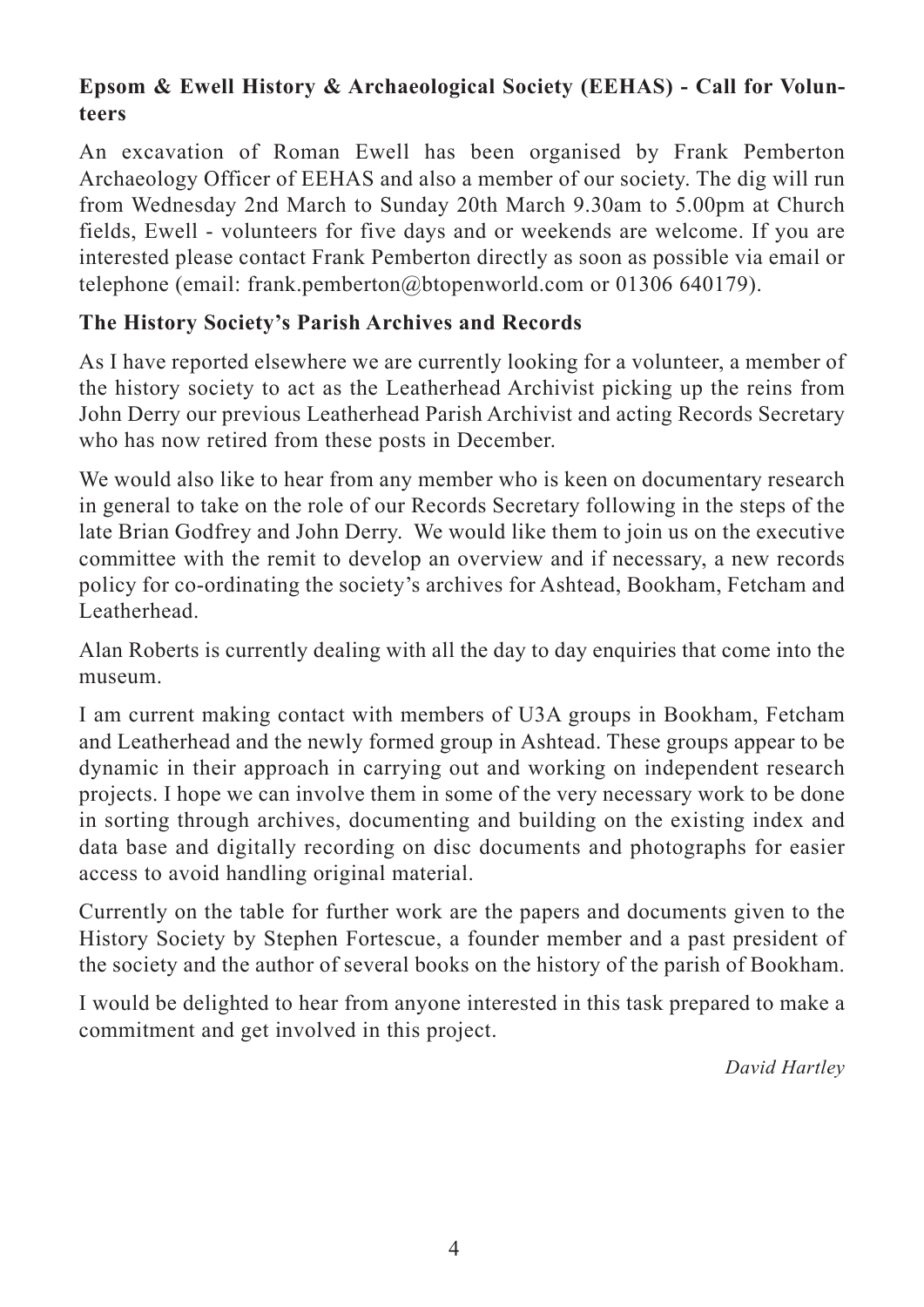### Epsom & Ewell History & Archaeological Society (EEHAS) - Call for Volunteers

An excavation of Roman Ewell has been organised by Frank Pemberton Archaeology Officer of EEHAS and also a member of our society. The dig will run from Wednesday 2nd March to Sunday 20th March 9.30am to 5.00pm at Church fields, Ewell - volunteers for five days and or weekends are welcome. If you are interested please contact Frank Pemberton directly as soon as possible via email or telephone (email: frank.pemberton@btopenworld.com or 01306 640179).

### The History Society's Parish Archives and Records

As I have reported elsewhere we are currently looking for a volunteer, a member of the history society to act as the Leatherhead Archivist picking up the reins from John Derry our previous Leatherhead Parish Archivist and acting Records Secretary who has now retired from these posts in December.

We would also like to hear from any member who is keen on documentary research in general to take on the role of our Records Secretary following in the steps of the late Brian Godfrey and John Derry. We would like them to join us on the executive committee with the remit to develop an overview and if necessary, a new records policy for co-ordinating the society's archives for Ashtead, Bookham, Fetcham and Leatherhead.

Alan Roberts is currently dealing with all the day to day enquiries that come into the museum.

I am current making contact with members of U3A groups in Bookham, Fetcham and Leatherhead and the newly formed group in Ashtead. These groups appear to be dynamic in their approach in carrying out and working on independent research projects. I hope we can involve them in some of the very necessary work to be done in sorting through archives, documenting and building on the existing index and data base and digitally recording on disc documents and photographs for easier access to avoid handling original material.

Currently on the table for further work are the papers and documents given to the History Society by Stephen Fortescue, a founder member and a past president of the society and the author of several books on the history of the parish of Bookham.

I would be delighted to hear from anyone interested in this task prepared to make a commitment and get involved in this project.

*David Hartley*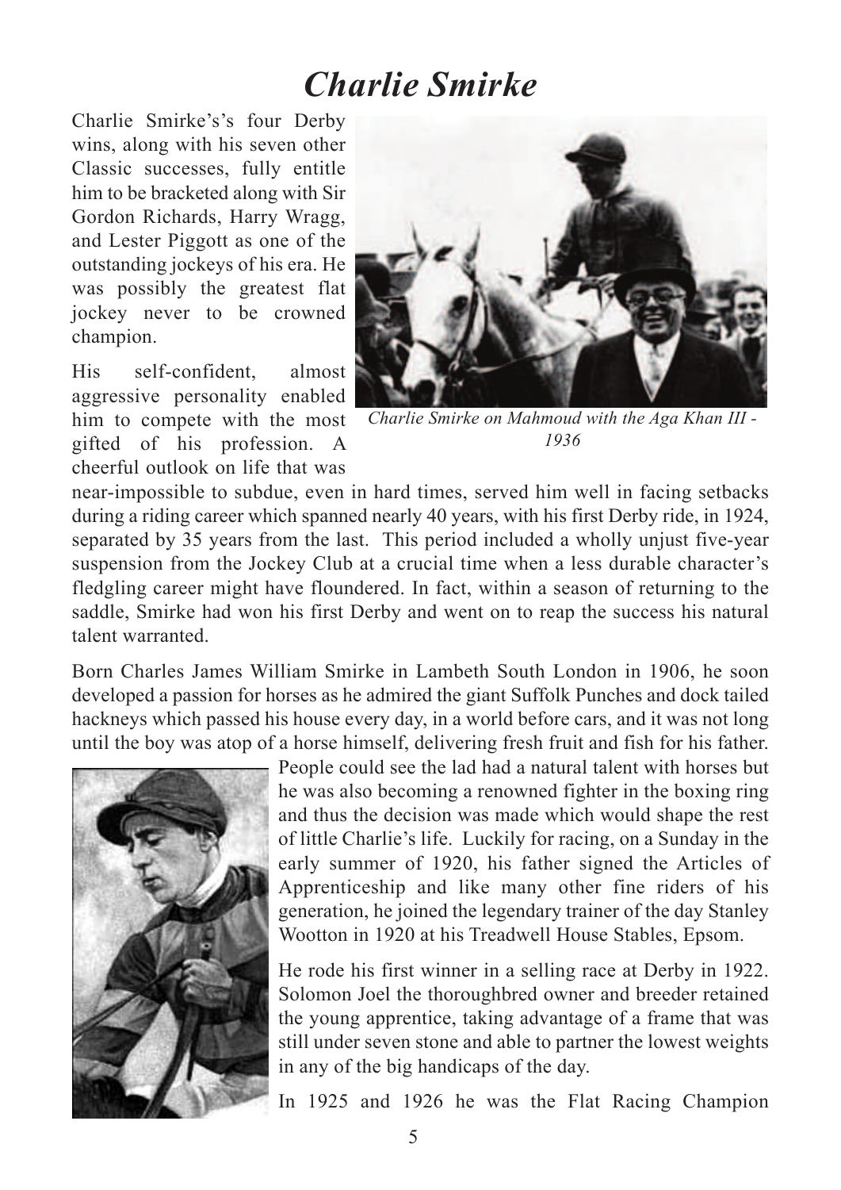# *Charlie Smirke*

Charlie Smirke's's four Derby wins, along with his seven other Classic successes, fully entitle him to be bracketed along with Sir Gordon Richards, Harry Wragg, and Lester Piggott as one of the outstanding jockeys of his era. He was possibly the greatest flat jockey never to be crowned champion.

*Charlie Smirke on Mahmoud with the Aga Khan III - 1936*

His self-confident, almost aggressive personality enabled him to compete with the most gifted of his profession. A cheerful outlook on life that was near-impossible to subdue, even in hard times, served him well in facing setbacks during a riding career which spanned nearly 40 years, with his first Derby ride, in 1924, separated by 35 years from the last. This period included a wholly unjust five-year suspension from the Jockey Club at a crucial time when a less durable character's fledgling career might have floundered. In fact, within a season of returning to the saddle, Smirke had won his first Derby and went on to reap the success his natural talent warranted.

Born Charles James William Smirke in Lambeth South London in 1906, he soon developed a passion for horses as he admired the giant Suffolk Punches and dock tailed hackneys which passed his house every day, in a world before cars, and it was not long until the boy was atop of a horse himself, delivering fresh fruit and fish for his father. People could see the lad had a natural talent with horses but he was also becoming a renowned fighter in the boxing ring and thus the decision was made which would shape the rest of little Charlie's life. Luckily for racing, on a Sunday in the early summer of 1920, his father signed the Articles of Apprenticeship and like many other fine riders of his generation, he joined the legendary trainer of the day Stanley Wootton in 1920 at his Treadwell House Stables, Epsom.

He rode his first winner in a selling race at Derby in 1922. Solomon Joel the thoroughbred owner and breeder retained the young apprentice, taking advantage of a frame that was still under seven stone and able to partner the lowest weights in any of the big handicaps of the day.

In 1925 and 1926 he was the Flat Racing Champion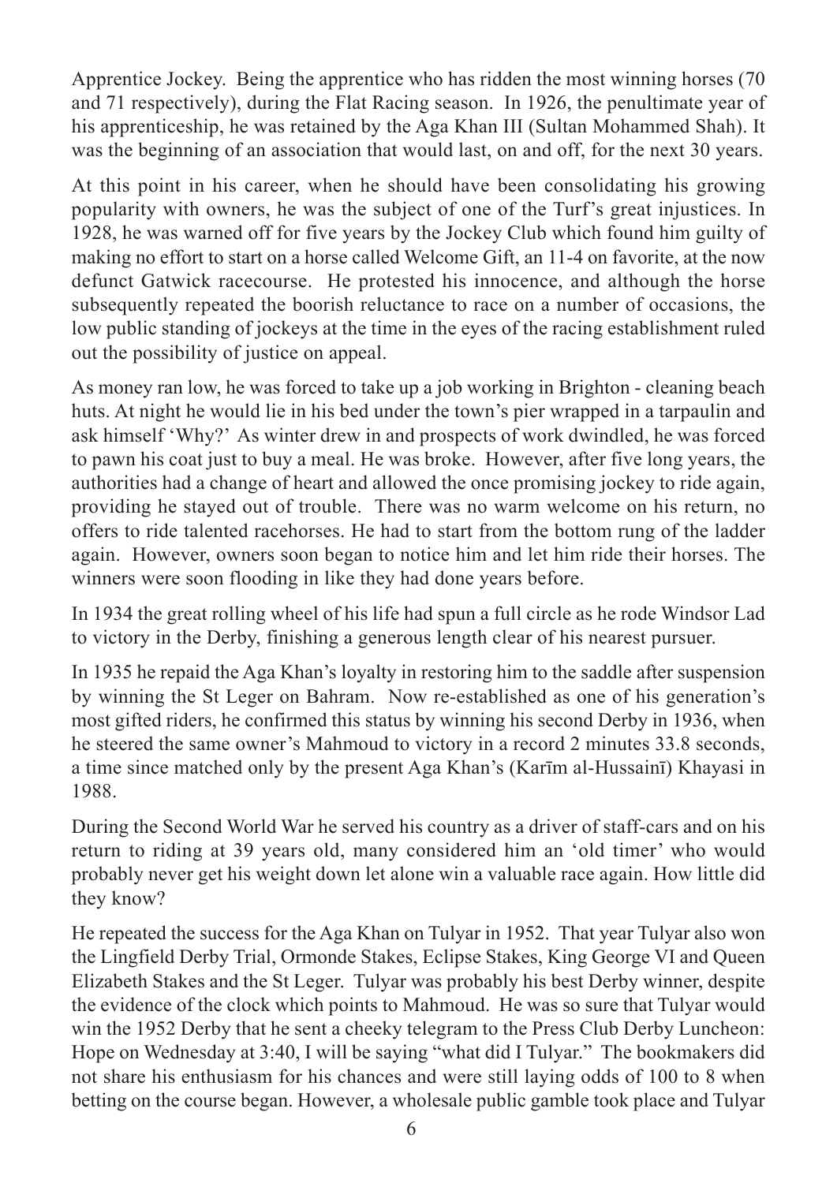Apprentice Jockey. Being the apprentice who has ridden the most winning horses (70 and 71 respectively), during the Flat Racing season. In 1926, the penultimate year of his apprenticeship, he was retained by the Aga Khan III (Sultan Mohammed Shah). It was the beginning of an association that would last, on and off, for the next 30 years.

At this point in his career, when he should have been consolidating his growing popularity with owners, he was the subject of one of the Turf's great injustices. In 1928, he was warned off for five years by the Jockey Club which found him guilty of making no effort to start on a horse called Welcome Gift, an 11-4 on favorite, at the now defunct Gatwick racecourse. He protested his innocence, and although the horse subsequently repeated the boorish reluctance to race on a number of occasions, the low public standing of jockeys at the time in the eyes of the racing establishment ruled out the possibility of justice on appeal.

As money ran low, he was forced to take up a job working in Brighton - cleaning beach huts. At night he would lie in his bed under the town's pier wrapped in a tarpaulin and ask himself 'Why?' As winter drew in and prospects of work dwindled, he was forced to pawn his coat just to buy a meal. He was broke. However, after five long years, the authorities had a change of heart and allowed the once promising jockey to ride again, providing he stayed out of trouble. There was no warm welcome on his return, no offers to ride talented racehorses. He had to start from the bottom rung of the ladder again. However, owners soon began to notice him and let him ride their horses. The winners were soon flooding in like they had done years before.

In 1934 the great rolling wheel of his life had spun a full circle as he rode Windsor Lad to victory in the Derby, finishing a generous length clear of his nearest pursuer.

In 1935 he repaid the Aga Khan's loyalty in restoring him to the saddle after suspension by winning the St Leger on Bahram. Now re-established as one of his generation's most gifted riders, he confirmed this status by winning his second Derby in 1936, when he steered the same owner's Mahmoud to victory in a record 2 minutes 33.8 seconds, a time since matched only by the present Aga Khan's (Karīm al-Hussainī) Khayasi in 1988.

During the Second World War he served his country as a driver of staff-cars and on his return to riding at 39 years old, many considered him an 'old timer' who would probably never get his weight down let alone win a valuable race again. How little did they know?

He repeated the success for the Aga Khan on Tulyar in 1952. That year Tulyar also won the Lingfield Derby Trial, Ormonde Stakes, Eclipse Stakes, King George VI and Queen Elizabeth Stakes and the St Leger. Tulyar was probably his best Derby winner, despite the evidence of the clock which points to Mahmoud. He was so sure that Tulyar would win the 1952 Derby that he sent a cheeky telegram to the Press Club Derby Luncheon: Hope on Wednesday at 3:40, I will be saying "what did I Tulyar." The bookmakers did not share his enthusiasm for his chances and were still laying odds of 100 to 8 when betting on the course began. However, a wholesale public gamble took place and Tulyar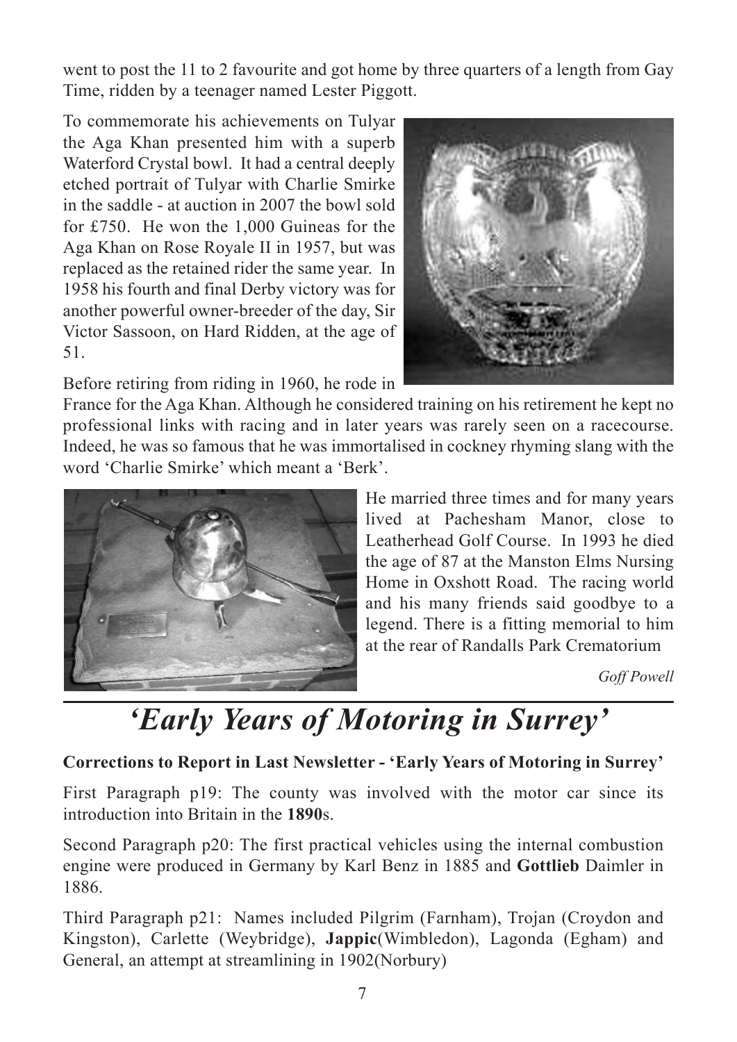went to post the 11 to 2 favourite and got home by three quarters of a length from Gay Time, ridden by a teenager named Lester Piggott.

To commemorate his achievements on Tulyar the Aga Khan presented him with a superb Waterford Crystal bowl. It had a central deeply etched portrait of Tulyar with Charlie Smirke in the saddle - at auction in 2007 the bowl sold for £750. He won the 1,000 Guineas for the Aga Khan on Rose Royale II in 1957, but was replaced as the retained rider the same year. In 1958 his fourth and final Derby victory was for another powerful owner-breeder of the day, Sir Victor Sassoon, on Hard Ridden, at the age of 51.

Before retiring from riding in 1960, he rode in France for the Aga Khan. Although he considered training on his retirement he kept no professional links with racing and in later years was rarely seen on a racecourse. Indeed, he was so famous that he was immortalised in cockney rhyming slang with the word 'Charlie Smirke' which meant a 'Berk'.

He married three times and for many years lived at Pachesham Manor, close to Leatherhead Golf Course. In 1993 he died the age of 87 at the Manston Elms Nursing Home in Oxshott Road. The racing world and his many friends said goodbye to a legend. There is a fitting memorial to him at the rear of Randalls Park Crematorium

*Goff Powell*

# *'Early Years of Motoring in Surrey'*

**Corrections to Report in Last Newsletter - 'Early Years of Motoring in Surrey'**

First Paragraph p19: The county was involved with the motor car since its introduction into Britain in the **1890**s.

Second Paragraph p20: The first practical vehicles using the internal combustion engine were produced in Germany by Karl Benz in 1885 and **Gottlieb** Daimler in 1886.

Third Paragraph p21: Names included Pilgrim (Farnham), Trojan (Croydon and Kingston), Carlette (Weybridge), **Jappic**(Wimbledon), Lagonda (Egham) and General, an attempt at streamlining in 1902(Norbury)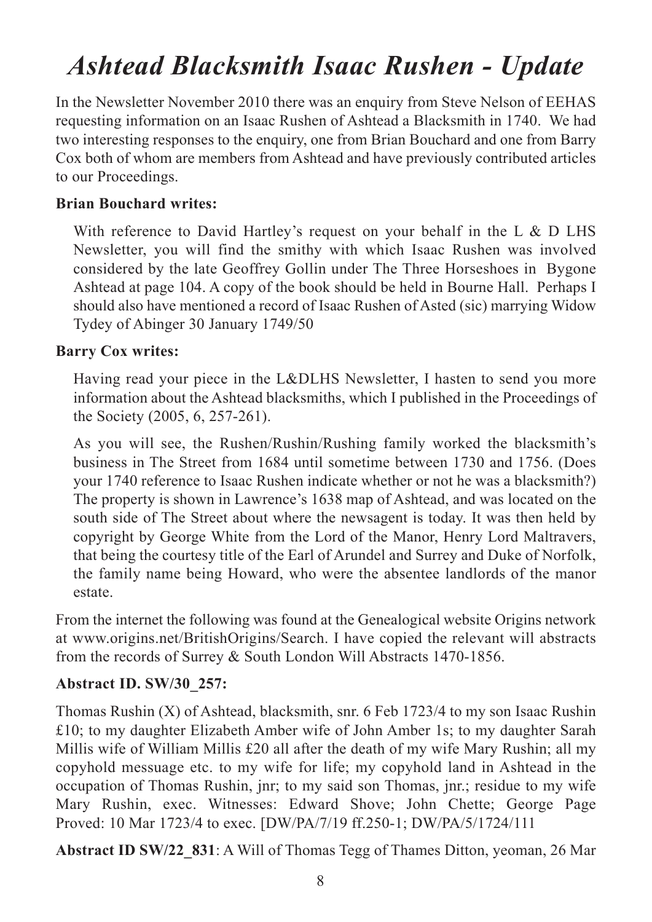# *Ashtead Blacksmith Isaac Rushen - Update*

In the Newsletter November 2010 there was an enquiry from Steve Nelson of EEHAS requesting information on an Isaac Rushen of Ashtead a Blacksmith in 1740. We had two interesting responses to the enquiry, one from Brian Bouchard and one from Barry Cox both of whom are members from Ashtead and have previously contributed articles to our Proceedings.

**Brian Bouchard writes:**

> With reference to David Hartley's request on your behalf in the L & D LHS Newsletter, you will find the smithy with which Isaac Rushen was involved considered by the late Geoffrey Gollin under The Three Horseshoes in Bygone Ashtead at page 104. A copy of the book should be held in Bourne Hall. Perhaps I should also have mentioned a record of Isaac Rushen of Asted (sic) marrying Widow Tydey of Abinger 30 January 1749/50

**Barry Cox writes:**

> Having read your piece in the L&DLHS Newsletter, I hasten to send you more information about the Ashtead blacksmiths, which I published in the Proceedings of the Society (2005, 6, 257-261).
>
> As you will see, the Rushen/Rushin/Rushing family worked the blacksmith's business in The Street from 1684 until sometime between 1730 and 1756. (Does your 1740 reference to Isaac Rushen indicate whether or not he was a blacksmith?) The property is shown in Lawrence's 1638 map of Ashtead, and was located on the south side of The Street about where the newsagent is today. It was then held by copyright by George White from the Lord of the Manor, Henry Lord Maltravers, that being the courtesy title of the Earl of Arundel and Surrey and Duke of Norfolk, the family name being Howard, who were the absentee landlords of the manor estate.

From the internet the following was found at the Genealogical website Origins network at www.origins.net/BritishOrigins/Search. I have copied the relevant will abstracts from the records of Surrey & South London Will Abstracts 1470-1856.

**Abstract ID. SW/30_257:**

Thomas Rushin (X) of Ashtead, blacksmith, snr. 6 Feb 1723/4 to my son Isaac Rushin £10; to my daughter Elizabeth Amber wife of John Amber 1s; to my daughter Sarah Millis wife of William Millis £20 all after the death of my wife Mary Rushin; all my copyhold messuage etc. to my wife for life; my copyhold land in Ashtead in the occupation of Thomas Rushin, jnr; to my said son Thomas, jnr.; residue to my wife Mary Rushin, exec. Witnesses: Edward Shove; John Chette; George Page Proved: 10 Mar 1723/4 to exec. [DW/PA/7/19 ff.250-1; DW/PA/5/1724/111

**Abstract ID SW/22_831**: A Will of Thomas Tegg of Thames Ditton, yeoman, 26 Mar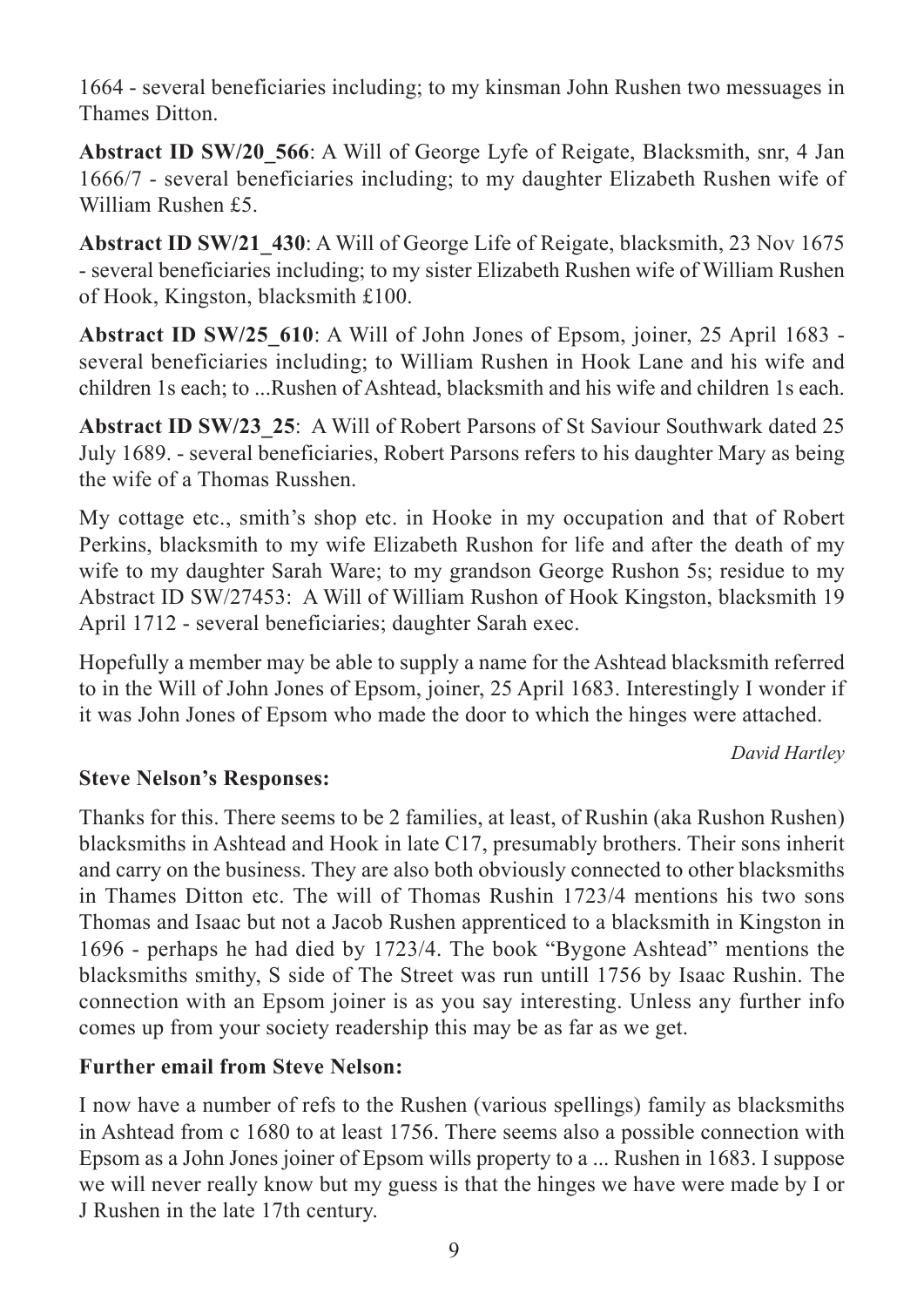1664 - several beneficiaries including; to my kinsman John Rushen two messuages in Thames Ditton.

**Abstract ID SW/20_566**: A Will of George Lyfe of Reigate, Blacksmith, snr, 4 Jan 1666/7 - several beneficiaries including; to my daughter Elizabeth Rushen wife of William Rushen £5.

**Abstract ID SW/21_430**: A Will of George Life of Reigate, blacksmith, 23 Nov 1675 - several beneficiaries including; to my sister Elizabeth Rushen wife of William Rushen of Hook, Kingston, blacksmith £100.

**Abstract ID SW/25_610**: A Will of John Jones of Epsom, joiner, 25 April 1683 - several beneficiaries including; to William Rushen in Hook Lane and his wife and children 1s each; to ...Rushen of Ashtead, blacksmith and his wife and children 1s each.

**Abstract ID SW/23_25**: A Will of Robert Parsons of St Saviour Southwark dated 25 July 1689. - several beneficiaries, Robert Parsons refers to his daughter Mary as being the wife of a Thomas Russhen.

My cottage etc., smith's shop etc. in Hooke in my occupation and that of Robert Perkins, blacksmith to my wife Elizabeth Rushon for life and after the death of my wife to my daughter Sarah Ware; to my grandson George Rushon 5s; residue to my Abstract ID SW/27453: A Will of William Rushon of Hook Kingston, blacksmith 19 April 1712 - several beneficiaries; daughter Sarah exec.

Hopefully a member may be able to supply a name for the Ashtead blacksmith referred to in the Will of John Jones of Epsom, joiner, 25 April 1683. Interestingly I wonder if it was John Jones of Epsom who made the door to which the hinges were attached.

*David Hartley*

**Steve Nelson's Responses:**

Thanks for this. There seems to be 2 families, at least, of Rushin (aka Rushon Rushen) blacksmiths in Ashtead and Hook in late C17, presumably brothers. Their sons inherit and carry on the business. They are also both obviously connected to other blacksmiths in Thames Ditton etc. The will of Thomas Rushin 1723/4 mentions his two sons Thomas and Isaac but not a Jacob Rushen apprenticed to a blacksmith in Kingston in 1696 - perhaps he had died by 1723/4. The book "Bygone Ashtead" mentions the blacksmiths smithy, S side of The Street was run untill 1756 by Isaac Rushin. The connection with an Epsom joiner is as you say interesting. Unless any further info comes up from your society readership this may be as far as we get.

**Further email from Steve Nelson:**

I now have a number of refs to the Rushen (various spellings) family as blacksmiths in Ashtead from c 1680 to at least 1756. There seems also a possible connection with Epsom as a John Jones joiner of Epsom wills property to a ... Rushen in 1683. I suppose we will never really know but my guess is that the hinges we have were made by I or J Rushen in the late 17th century.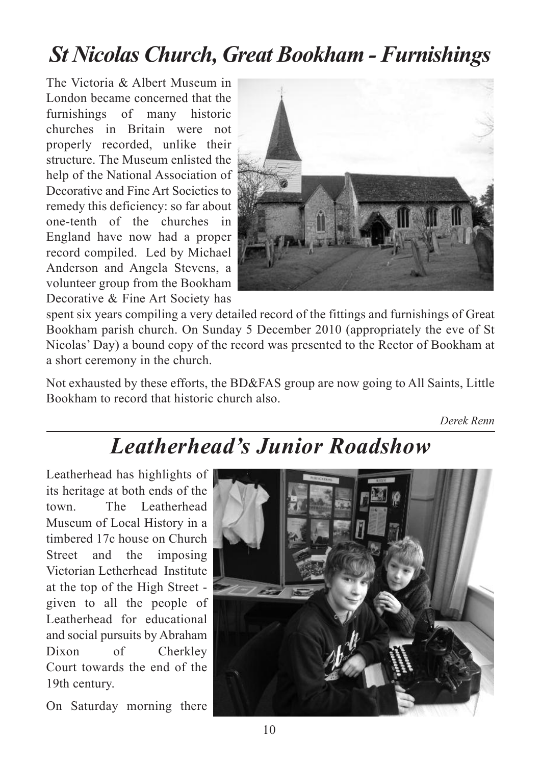# *St Nicolas Church, Great Bookham - Furnishings*

The Victoria & Albert Museum in London became concerned that the furnishings of many historic churches in Britain were not properly recorded, unlike their structure. The Museum enlisted the help of the National Association of Decorative and Fine Art Societies to remedy this deficiency: so far about one-tenth of the churches in England have now had a proper record compiled. Led by Michael Anderson and Angela Stevens, a volunteer group from the Bookham Decorative & Fine Art Society has spent six years compiling a very detailed record of the fittings and furnishings of Great Bookham parish church. On Sunday 5 December 2010 (appropriately the eve of St Nicolas' Day) a bound copy of the record was presented to the Rector of Bookham at a short ceremony in the church.

Not exhausted by these efforts, the BD&FAS group are now going to All Saints, Little Bookham to record that historic church also.

*Derek Renn*

# *Leatherhead's Junior Roadshow*

Leatherhead has highlights of its heritage at both ends of the town. The Leatherhead Museum of Local History in a timbered 17c house on Church Street and the imposing Victorian Letherhead Institute at the top of the High Street - given to all the people of Leatherhead for educational and social pursuits by Abraham Dixon of Cherkley Court towards the end of the 19th century.

On Saturday morning there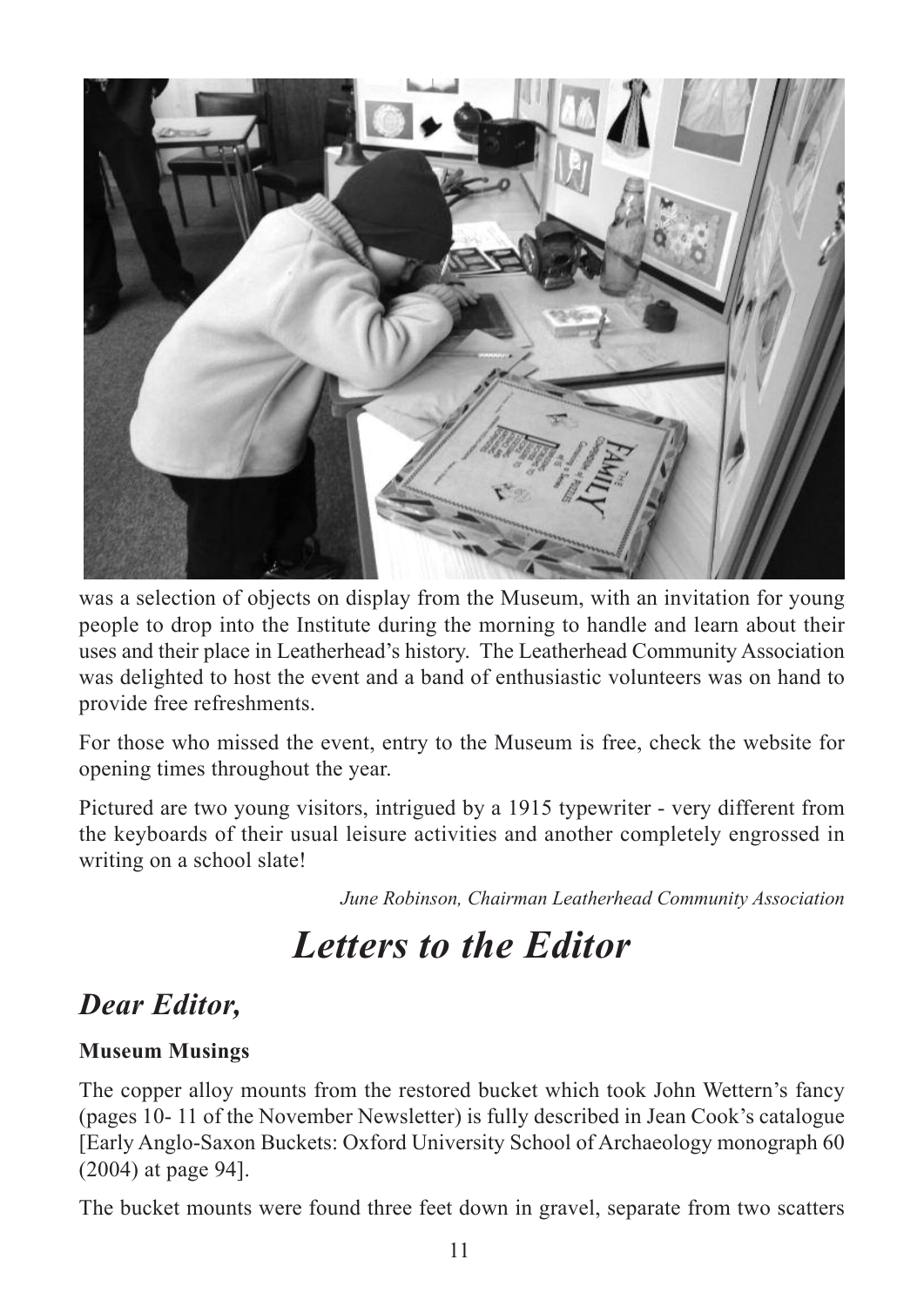was a selection of objects on display from the Museum, with an invitation for young people to drop into the Institute during the morning to handle and learn about their uses and their place in Leatherhead's history. The Leatherhead Community Association was delighted to host the event and a band of enthusiastic volunteers was on hand to provide free refreshments.

For those who missed the event, entry to the Museum is free, check the website for opening times throughout the year.

Pictured are two young visitors, intrigued by a 1915 typewriter - very different from the keyboards of their usual leisure activities and another completely engrossed in writing on a school slate!

*June Robinson, Chairman Leatherhead Community Association*

# *Letters to the Editor*

## *Dear Editor,*

**Museum Musings**

The copper alloy mounts from the restored bucket which took John Wettern's fancy (pages 10- 11 of the November Newsletter) is fully described in Jean Cook's catalogue [Early Anglo-Saxon Buckets: Oxford University School of Archaeology monograph 60 (2004) at page 94].

The bucket mounts were found three feet down in gravel, separate from two scatters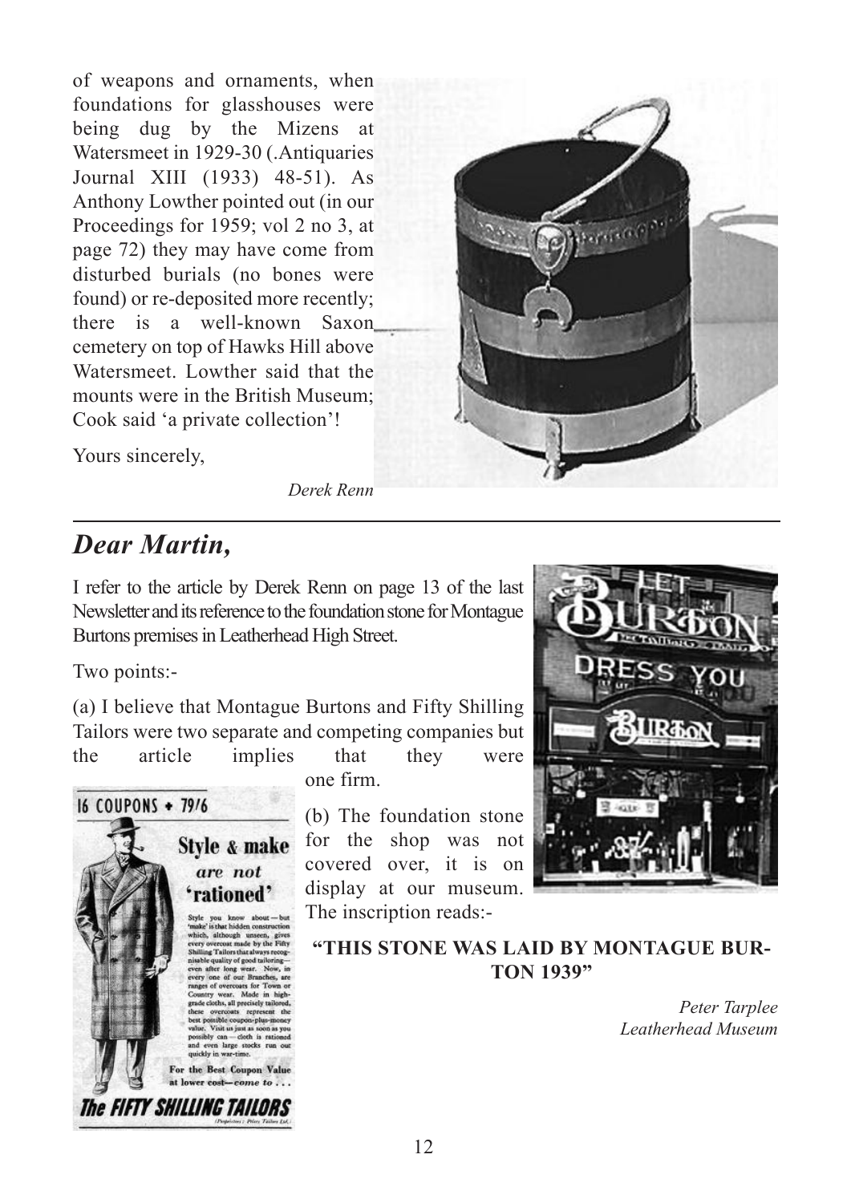of weapons and ornaments, when foundations for glasshouses were being dug by the Mizens at Watersmeet in 1929-30 (.Antiquaries Journal XIII (1933) 48-51). As Anthony Lowther pointed out (in our Proceedings for 1959; vol 2 no 3, at page 72) they may have come from disturbed burials (no bones were found) or re-deposited more recently; there is a well-known Saxon cemetery on top of Hawks Hill above Watersmeet. Lowther said that the mounts were in the British Museum; Cook said 'a private collection'!

Yours sincerely,

*Derek Renn*

## *Dear Martin,*

I refer to the article by Derek Renn on page 13 of the last Newsletter and its reference to the foundation stone for Montague Burtons premises in Leatherhead High Street.

Two points:-

(a) I believe that Montague Burtons and Fifty Shilling Tailors were two separate and competing companies but the article implies that they were one firm.

(b) The foundation stone for the shop was not covered over, it is on display at our museum. The inscription reads:-

**"THIS STONE WAS LAID BY MONTAGUE BURTON 1939"**

*Peter Tarplee*
*Leatherhead Museum*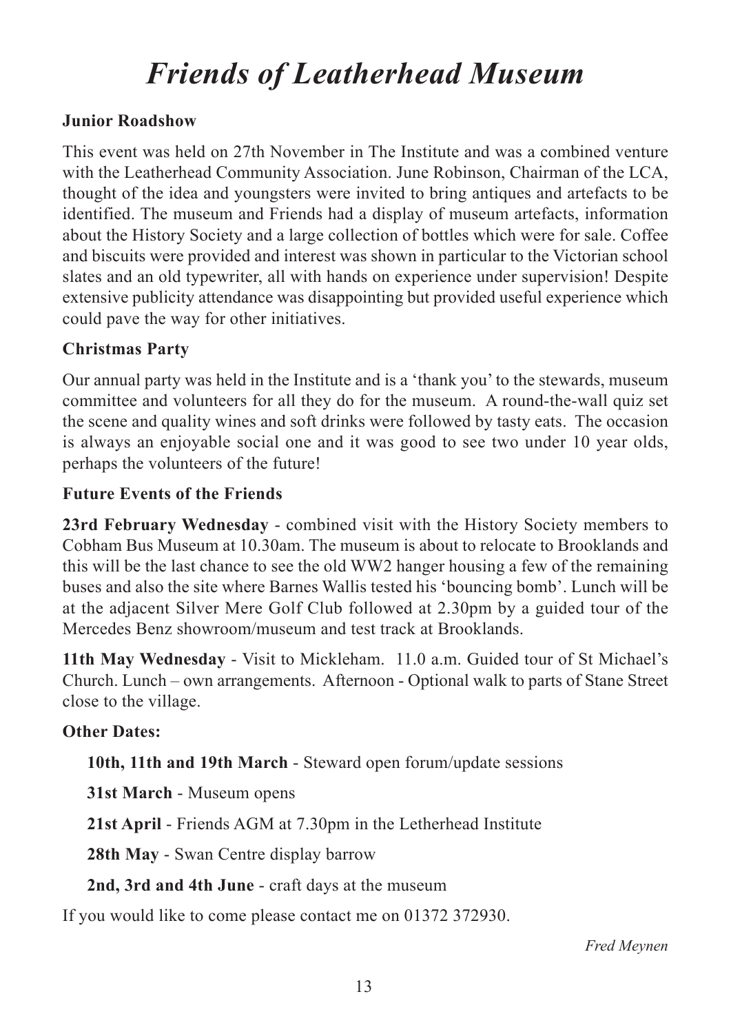# *Friends of Leatherhead Museum*

**Junior Roadshow**

This event was held on 27th November in The Institute and was a combined venture with the Leatherhead Community Association. June Robinson, Chairman of the LCA, thought of the idea and youngsters were invited to bring antiques and artefacts to be identified. The museum and Friends had a display of museum artefacts, information about the History Society and a large collection of bottles which were for sale. Coffee and biscuits were provided and interest was shown in particular to the Victorian school slates and an old typewriter, all with hands on experience under supervision! Despite extensive publicity attendance was disappointing but provided useful experience which could pave the way for other initiatives.

**Christmas Party**

Our annual party was held in the Institute and is a 'thank you' to the stewards, museum committee and volunteers for all they do for the museum. A round-the-wall quiz set the scene and quality wines and soft drinks were followed by tasty eats. The occasion is always an enjoyable social one and it was good to see two under 10 year olds, perhaps the volunteers of the future!

**Future Events of the Friends**

**23rd February Wednesday** - combined visit with the History Society members to Cobham Bus Museum at 10.30am. The museum is about to relocate to Brooklands and this will be the last chance to see the old WW2 hanger housing a few of the remaining buses and also the site where Barnes Wallis tested his 'bouncing bomb'. Lunch will be at the adjacent Silver Mere Golf Club followed at 2.30pm by a guided tour of the Mercedes Benz showroom/museum and test track at Brooklands.

**11th May Wednesday** - Visit to Mickleham. 11.0 a.m. Guided tour of St Michael's Church. Lunch – own arrangements. Afternoon - Optional walk to parts of Stane Street close to the village.

**Other Dates:**

**10th, 11th and 19th March** - Steward open forum/update sessions

**31st March** - Museum opens

**21st April** - Friends AGM at 7.30pm in the Letherhead Institute

**28th May** - Swan Centre display barrow

**2nd, 3rd and 4th June** - craft days at the museum

If you would like to come please contact me on 01372 372930.

*Fred Meynen*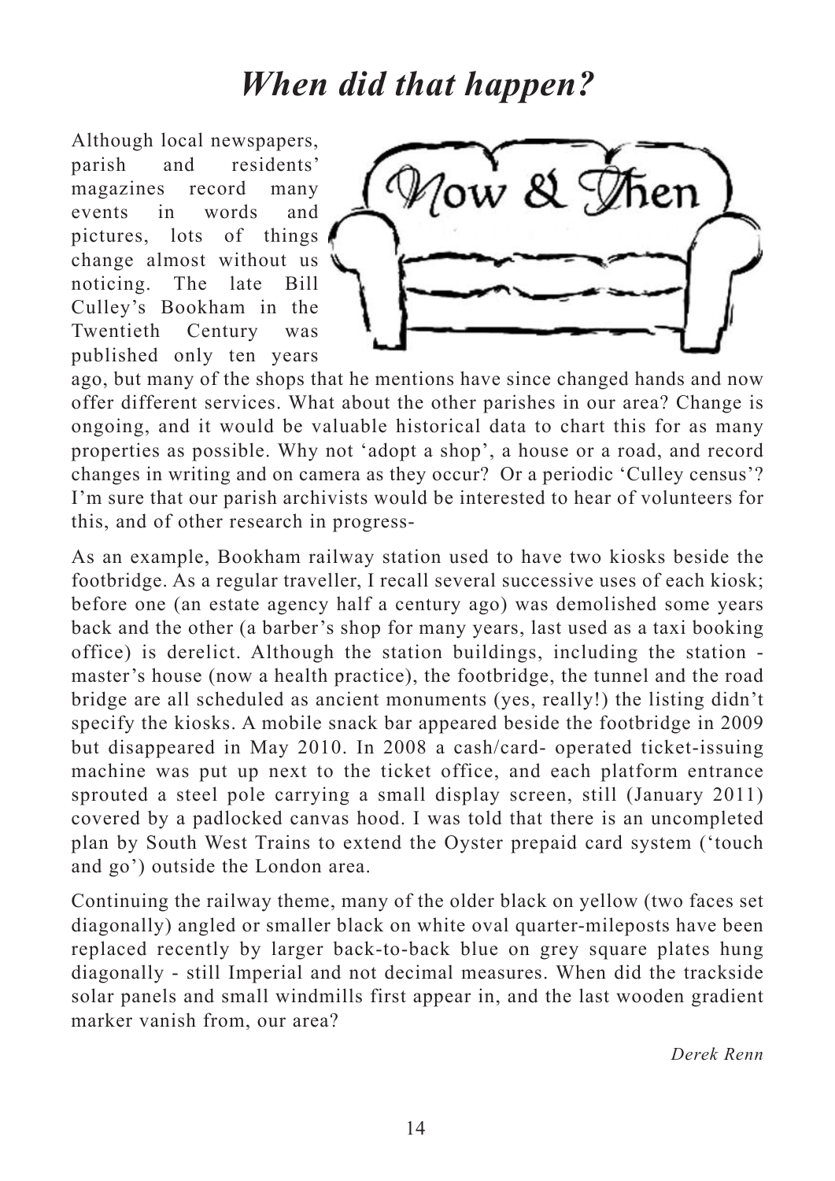# *When did that happen?*

Although local newspapers, parish and residents' magazines record many events in words and pictures, lots of things change almost without us noticing. The late Bill Culley's Bookham in the Twentieth Century was published only ten years ago, but many of the shops that he mentions have since changed hands and now offer different services. What about the other parishes in our area? Change is ongoing, and it would be valuable historical data to chart this for as many properties as possible. Why not 'adopt a shop', a house or a road, and record changes in writing and on camera as they occur? Or a periodic 'Culley census'? I'm sure that our parish archivists would be interested to hear of volunteers for this, and of other research in progress-

As an example, Bookham railway station used to have two kiosks beside the footbridge. As a regular traveller, I recall several successive uses of each kiosk; before one (an estate agency half a century ago) was demolished some years back and the other (a barber's shop for many years, last used as a taxi booking office) is derelict. Although the station buildings, including the station - master's house (now a health practice), the footbridge, the tunnel and the road bridge are all scheduled as ancient monuments (yes, really!) the listing didn't specify the kiosks. A mobile snack bar appeared beside the footbridge in 2009 but disappeared in May 2010. In 2008 a cash/card- operated ticket-issuing machine was put up next to the ticket office, and each platform entrance sprouted a steel pole carrying a small display screen, still (January 2011) covered by a padlocked canvas hood. I was told that there is an uncompleted plan by South West Trains to extend the Oyster prepaid card system ('touch and go') outside the London area.

Continuing the railway theme, many of the older black on yellow (two faces set diagonally) angled or smaller black on white oval quarter-mileposts have been replaced recently by larger back-to-back blue on grey square plates hung diagonally - still Imperial and not decimal measures. When did the trackside solar panels and small windmills first appear in, and the last wooden gradient marker vanish from, our area?

*Derek Renn*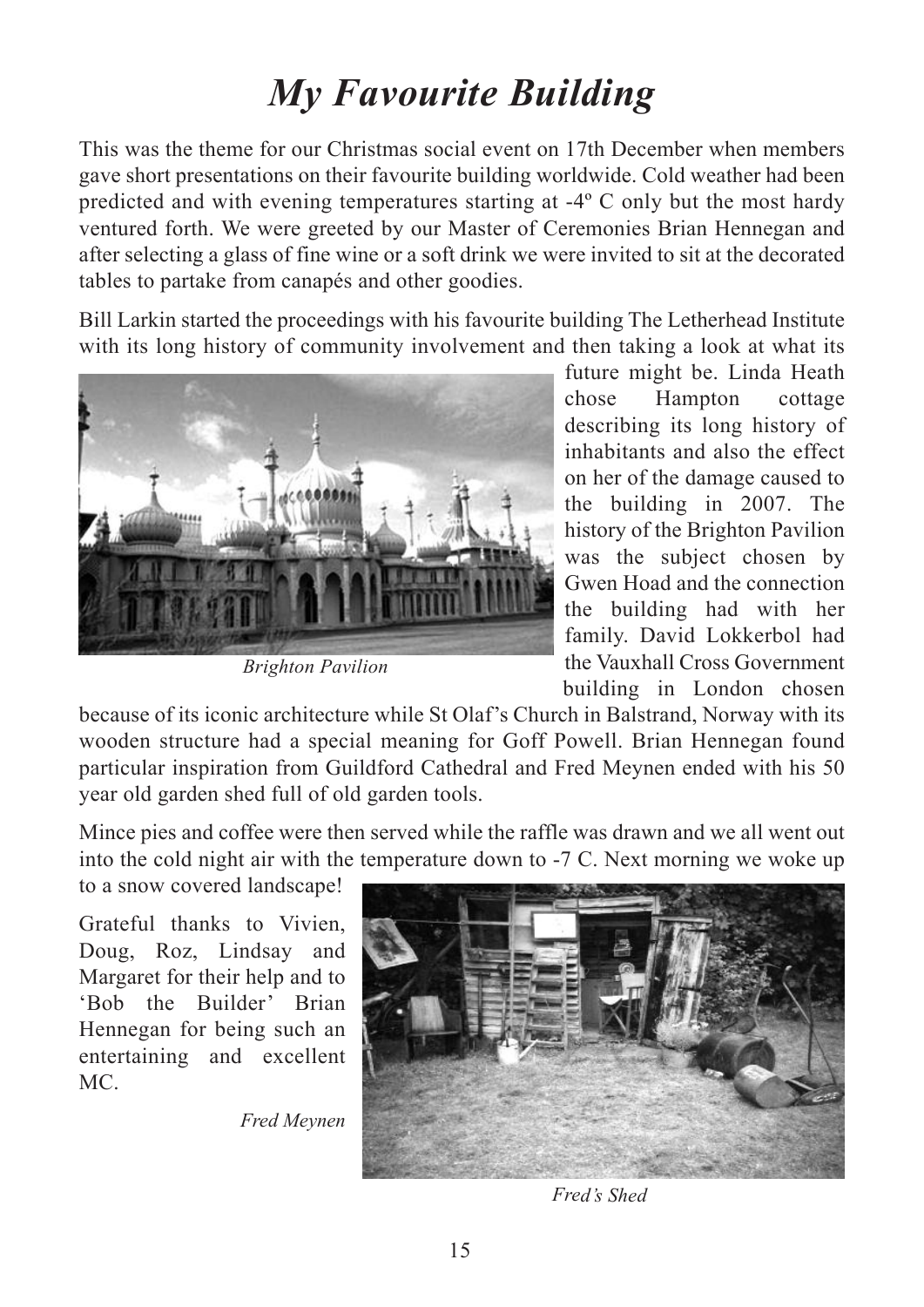# *My Favourite Building*

This was the theme for our Christmas social event on 17th December when members gave short presentations on their favourite building worldwide. Cold weather had been predicted and with evening temperatures starting at -4º C only but the most hardy ventured forth. We were greeted by our Master of Ceremonies Brian Hennegan and after selecting a glass of fine wine or a soft drink we were invited to sit at the decorated tables to partake from canapés and other goodies.

Bill Larkin started the proceedings with his favourite building The Letherhead Institute with its long history of community involvement and then taking a look at what its future might be. Linda Heath chose Hampton cottage describing its long history of inhabitants and also the effect on her of the damage caused to the building in 2007. The history of the Brighton Pavilion was the subject chosen by Gwen Hoad and the connection the building had with her family. David Lokkerbol had the Vauxhall Cross Government building in London chosen because of its iconic architecture while St Olaf's Church in Balstrand, Norway with its wooden structure had a special meaning for Goff Powell. Brian Hennegan found particular inspiration from Guildford Cathedral and Fred Meynen ended with his 50 year old garden shed full of old garden tools.

*Brighton Pavilion*

Mince pies and coffee were then served while the raffle was drawn and we all went out into the cold night air with the temperature down to -7 C. Next morning we woke up to a snow covered landscape!

Grateful thanks to Vivien, Doug, Roz, Lindsay and Margaret for their help and to 'Bob the Builder' Brian Hennegan for being such an entertaining and excellent MC.

*Fred Meynen*

*Fred's Shed*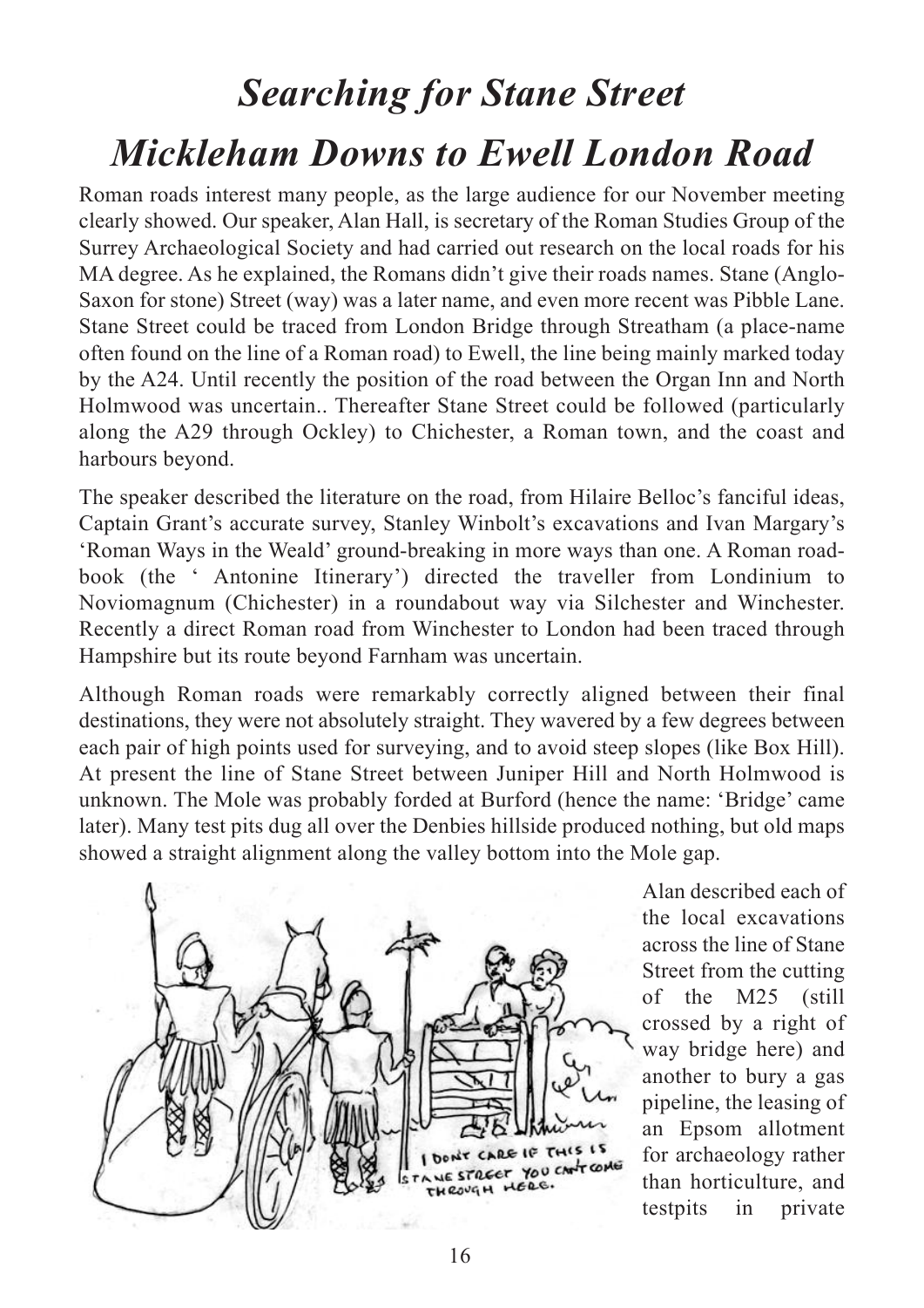# *Searching for Stane Street*

# *Mickleham Downs to Ewell London Road*

Roman roads interest many people, as the large audience for our November meeting clearly showed. Our speaker, Alan Hall, is secretary of the Roman Studies Group of the Surrey Archaeological Society and had carried out research on the local roads for his MA degree. As he explained, the Romans didn't give their roads names. Stane (Anglo-Saxon for stone) Street (way) was a later name, and even more recent was Pibble Lane. Stane Street could be traced from London Bridge through Streatham (a place-name often found on the line of a Roman road) to Ewell, the line being mainly marked today by the A24. Until recently the position of the road between the Organ Inn and North Holmwood was uncertain.. Thereafter Stane Street could be followed (particularly along the A29 through Ockley) to Chichester, a Roman town, and the coast and harbours beyond.

The speaker described the literature on the road, from Hilaire Belloc's fanciful ideas, Captain Grant's accurate survey, Stanley Winbolt's excavations and Ivan Margary's 'Roman Ways in the Weald' ground-breaking in more ways than one. A Roman road-book (the ' Antonine Itinerary') directed the traveller from Londinium to Noviomagnum (Chichester) in a roundabout way via Silchester and Winchester. Recently a direct Roman road from Winchester to London had been traced through Hampshire but its route beyond Farnham was uncertain.

Although Roman roads were remarkably correctly aligned between their final destinations, they were not absolutely straight. They wavered by a few degrees between each pair of high points used for surveying, and to avoid steep slopes (like Box Hill). At present the line of Stane Street between Juniper Hill and North Holmwood is unknown. The Mole was probably forded at Burford (hence the name: 'Bridge' came later). Many test pits dug all over the Denbies hillside produced nothing, but old maps showed a straight alignment along the valley bottom into the Mole gap.

Alan described each of the local excavations across the line of Stane Street from the cutting of the M25 (still crossed by a right of way bridge here) and another to bury a gas pipeline, the leasing of an Epsom allotment for archaeology rather than horticulture, and testpits in private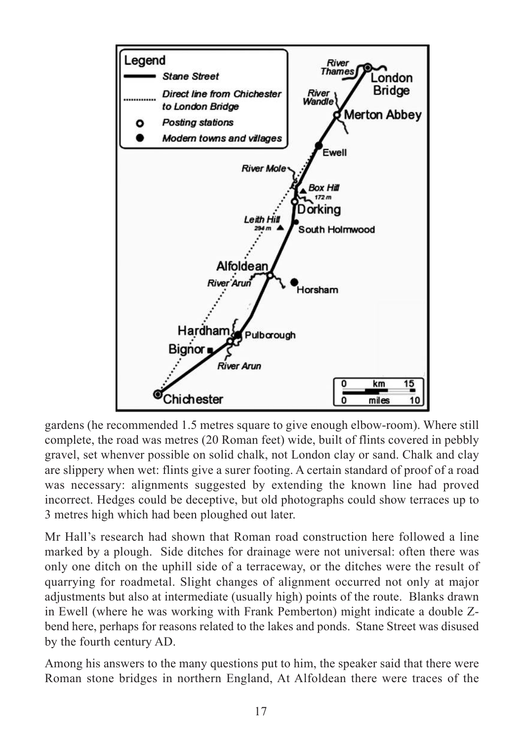gardens (he recommended 1.5 metres square to give enough elbow-room). Where still complete, the road was metres (20 Roman feet) wide, built of flints covered in pebbly gravel, set whenver possible on solid chalk, not London clay or sand. Chalk and clay are slippery when wet: flints give a surer footing. A certain standard of proof of a road was necessary: alignments suggested by extending the known line had proved incorrect. Hedges could be deceptive, but old photographs could show terraces up to 3 metres high which had been ploughed out later.

Mr Hall's research had shown that Roman road construction here followed a line marked by a plough. Side ditches for drainage were not universal: often there was only one ditch on the uphill side of a terraceway, or the ditches were the result of quarrying for roadmetal. Slight changes of alignment occurred not only at major adjustments but also at intermediate (usually high) points of the route. Blanks drawn in Ewell (where he was working with Frank Pemberton) might indicate a double Z-bend here, perhaps for reasons related to the lakes and ponds. Stane Street was disused by the fourth century AD.

Among his answers to the many questions put to him, the speaker said that there were Roman stone bridges in northern England, At Alfoldean there were traces of the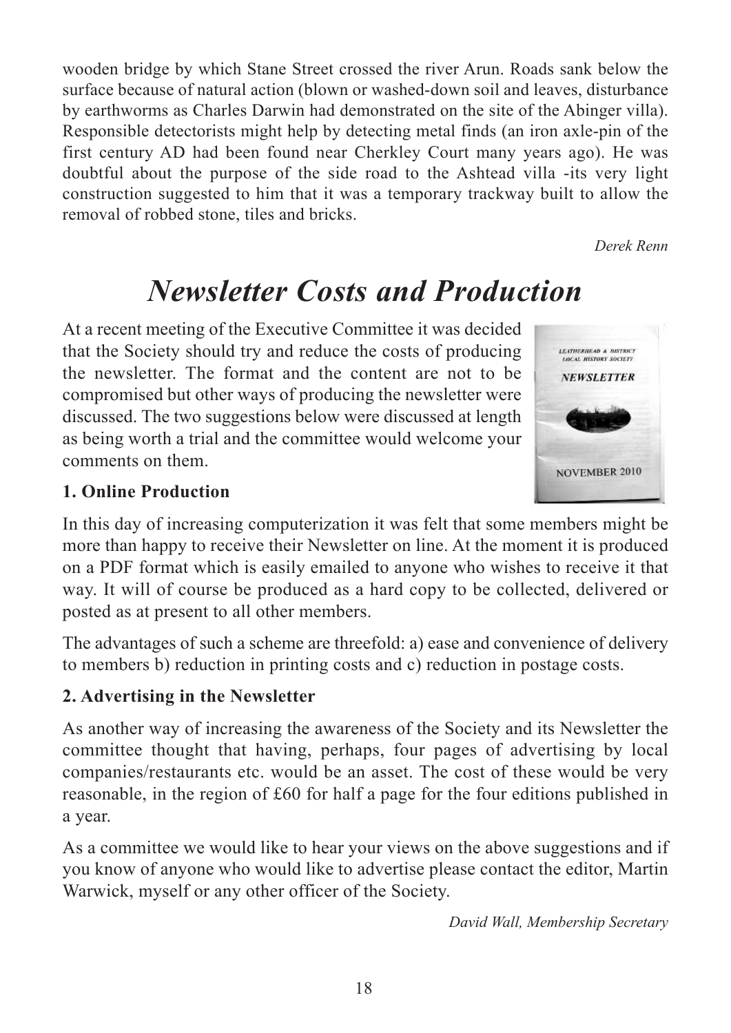wooden bridge by which Stane Street crossed the river Arun. Roads sank below the surface because of natural action (blown or washed-down soil and leaves, disturbance by earthworms as Charles Darwin had demonstrated on the site of the Abinger villa). Responsible detectorists might help by detecting metal finds (an iron axle-pin of the first century AD had been found near Cherkley Court many years ago). He was doubtful about the purpose of the side road to the Ashtead villa -its very light construction suggested to him that it was a temporary trackway built to allow the removal of robbed stone, tiles and bricks.

*Derek Renn*

# *Newsletter Costs and Production*

At a recent meeting of the Executive Committee it was decided that the Society should try and reduce the costs of producing the newsletter. The format and the content are not to be compromised but other ways of producing the newsletter were discussed. The two suggestions below were discussed at length as being worth a trial and the committee would welcome your comments on them.

### 1. Online Production

In this day of increasing computerization it was felt that some members might be more than happy to receive their Newsletter on line. At the moment it is produced on a PDF format which is easily emailed to anyone who wishes to receive it that way. It will of course be produced as a hard copy to be collected, delivered or posted as at present to all other members.

The advantages of such a scheme are threefold: a) ease and convenience of delivery to members b) reduction in printing costs and c) reduction in postage costs.

### 2. Advertising in the Newsletter

As another way of increasing the awareness of the Society and its Newsletter the committee thought that having, perhaps, four pages of advertising by local companies/restaurants etc. would be an asset. The cost of these would be very reasonable, in the region of £60 for half a page for the four editions published in a year.

As a committee we would like to hear your views on the above suggestions and if you know of anyone who would like to advertise please contact the editor, Martin Warwick, myself or any other officer of the Society.

*David Wall, Membership Secretary*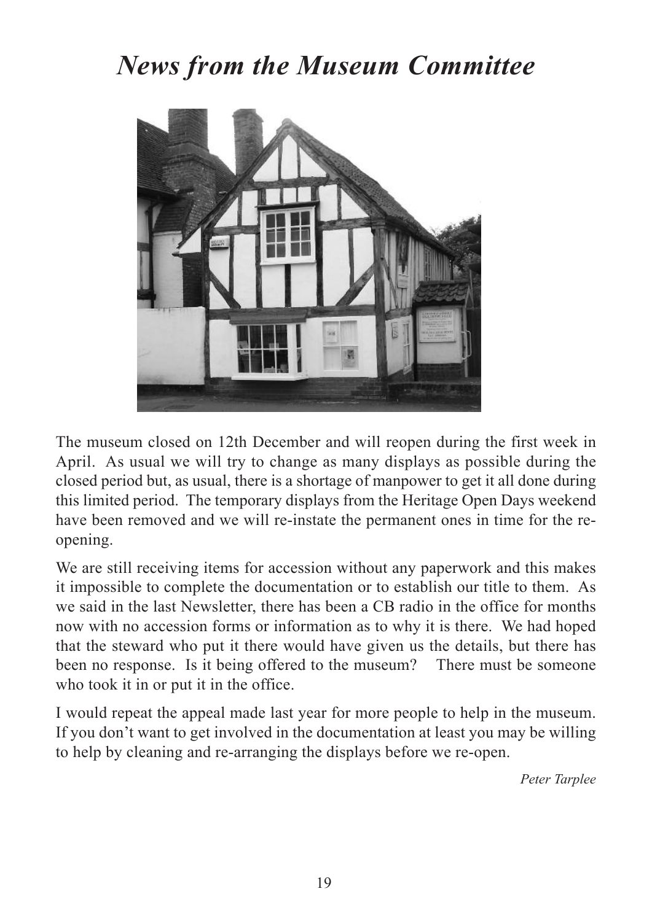# *News from the Museum Committee*

The museum closed on 12th December and will reopen during the first week in April. As usual we will try to change as many displays as possible during the closed period but, as usual, there is a shortage of manpower to get it all done during this limited period. The temporary displays from the Heritage Open Days weekend have been removed and we will re-instate the permanent ones in time for the re-opening.

We are still receiving items for accession without any paperwork and this makes it impossible to complete the documentation or to establish our title to them. As we said in the last Newsletter, there has been a CB radio in the office for months now with no accession forms or information as to why it is there. We had hoped that the steward who put it there would have given us the details, but there has been no response. Is it being offered to the museum? There must be someone who took it in or put it in the office.

I would repeat the appeal made last year for more people to help in the museum. If you don't want to get involved in the documentation at least you may be willing to help by cleaning and re-arranging the displays before we re-open.

*Peter Tarplee*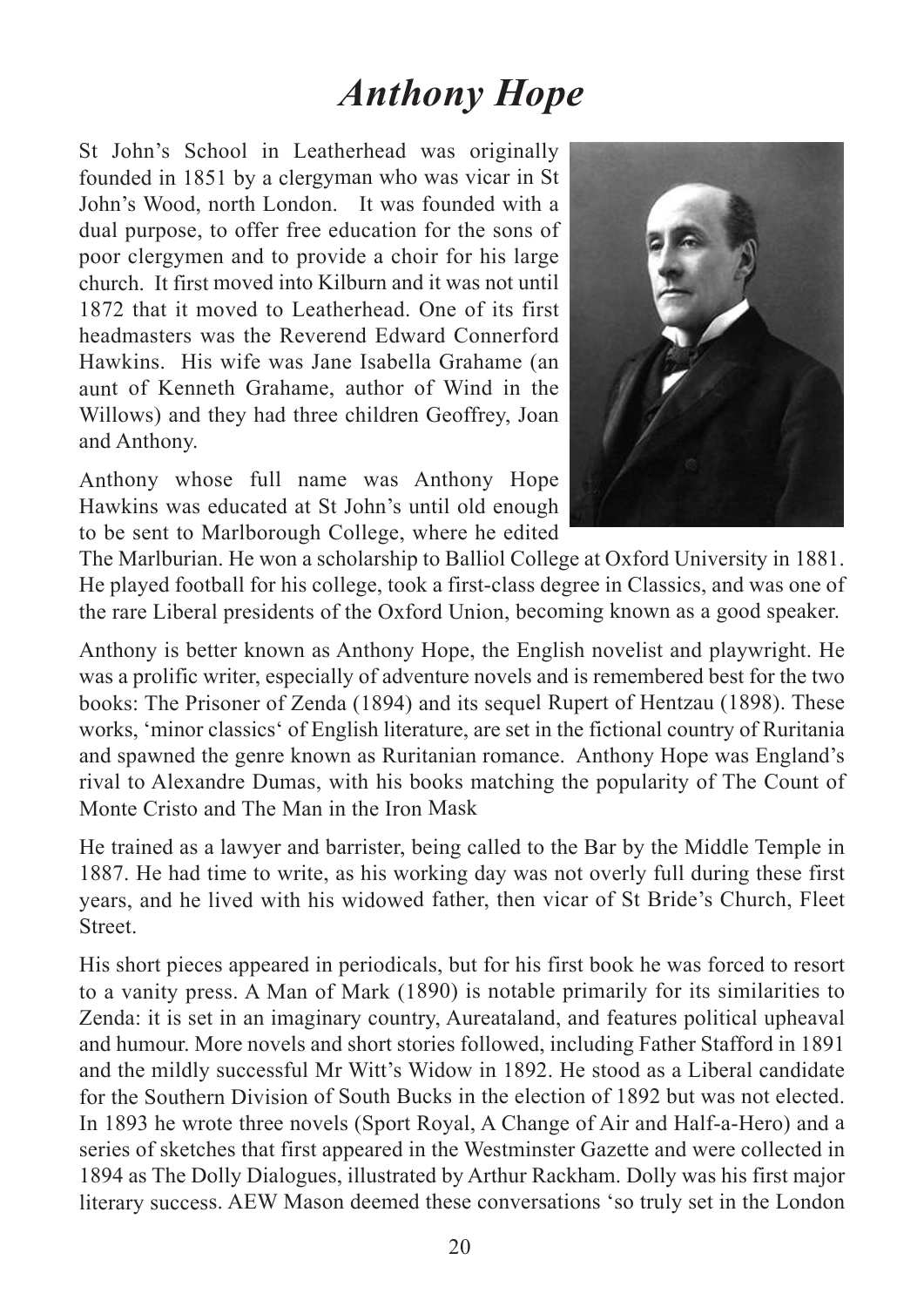# *Anthony Hope*

St John's School in Leatherhead was originally founded in 1851 by a clergyman who was vicar in St John's Wood, north London. It was founded with a dual purpose, to offer free education for the sons of poor clergymen and to provide a choir for his large church. It first moved into Kilburn and it was not until 1872 that it moved to Leatherhead. One of its first headmasters was the Reverend Edward Connerford Hawkins. His wife was Jane Isabella Grahame (an aunt of Kenneth Grahame, author of Wind in the Willows) and they had three children Geoffrey, Joan and Anthony.

Anthony whose full name was Anthony Hope Hawkins was educated at St John's until old enough to be sent to Marlborough College, where he edited The Marlburian. He won a scholarship to Balliol College at Oxford University in 1881. He played football for his college, took a first-class degree in Classics, and was one of the rare Liberal presidents of the Oxford Union, becoming known as a good speaker.

Anthony is better known as Anthony Hope, the English novelist and playwright. He was a prolific writer, especially of adventure novels and is remembered best for the two books: The Prisoner of Zenda (1894) and its sequel Rupert of Hentzau (1898). These works, 'minor classics' of English literature, are set in the fictional country of Ruritania and spawned the genre known as Ruritanian romance. Anthony Hope was England's rival to Alexandre Dumas, with his books matching the popularity of The Count of Monte Cristo and The Man in the Iron Mask

He trained as a lawyer and barrister, being called to the Bar by the Middle Temple in 1887. He had time to write, as his working day was not overly full during these first years, and he lived with his widowed father, then vicar of St Bride's Church, Fleet Street.

His short pieces appeared in periodicals, but for his first book he was forced to resort to a vanity press. A Man of Mark (1890) is notable primarily for its similarities to Zenda: it is set in an imaginary country, Aureataland, and features political upheaval and humour. More novels and short stories followed, including Father Stafford in 1891 and the mildly successful Mr Witt's Widow in 1892. He stood as a Liberal candidate for the Southern Division of South Bucks in the election of 1892 but was not elected. In 1893 he wrote three novels (Sport Royal, A Change of Air and Half-a-Hero) and a series of sketches that first appeared in the Westminster Gazette and were collected in 1894 as The Dolly Dialogues, illustrated by Arthur Rackham. Dolly was his first major literary success. AEW Mason deemed these conversations 'so truly set in the London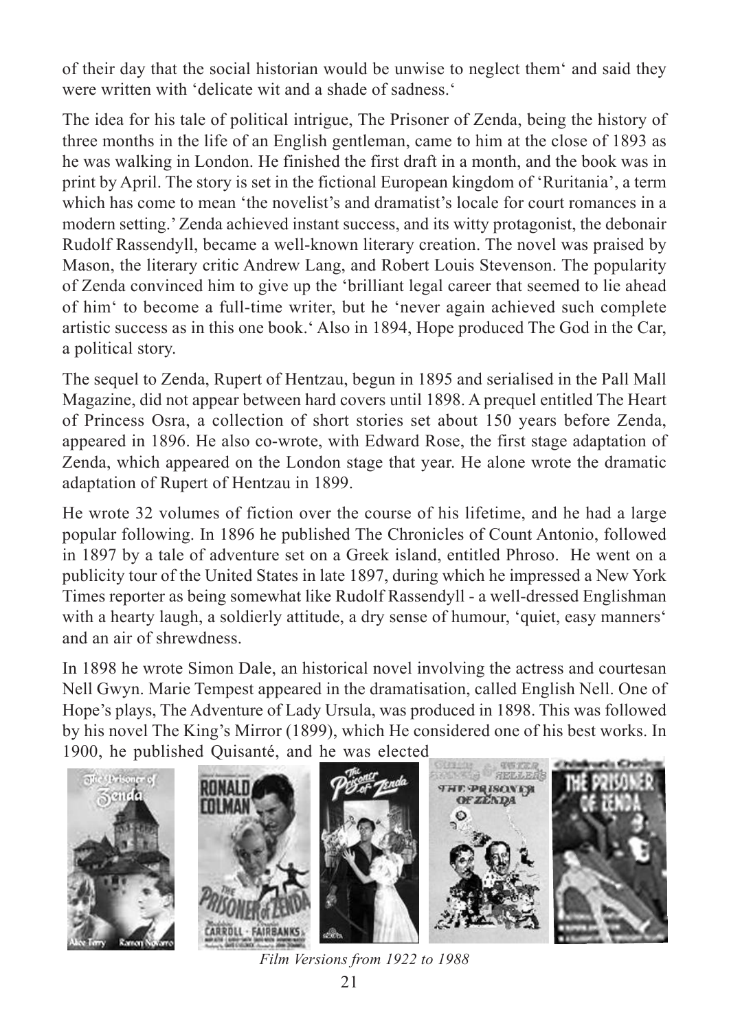of their day that the social historian would be unwise to neglect them' and said they were written with 'delicate wit and a shade of sadness.'

The idea for his tale of political intrigue, The Prisoner of Zenda, being the history of three months in the life of an English gentleman, came to him at the close of 1893 as he was walking in London. He finished the first draft in a month, and the book was in print by April. The story is set in the fictional European kingdom of 'Ruritania', a term which has come to mean 'the novelist's and dramatist's locale for court romances in a modern setting.' Zenda achieved instant success, and its witty protagonist, the debonair Rudolf Rassendyll, became a well-known literary creation. The novel was praised by Mason, the literary critic Andrew Lang, and Robert Louis Stevenson. The popularity of Zenda convinced him to give up the 'brilliant legal career that seemed to lie ahead of him' to become a full-time writer, but he 'never again achieved such complete artistic success as in this one book.' Also in 1894, Hope produced The God in the Car, a political story.

The sequel to Zenda, Rupert of Hentzau, begun in 1895 and serialised in the Pall Mall Magazine, did not appear between hard covers until 1898. A prequel entitled The Heart of Princess Osra, a collection of short stories set about 150 years before Zenda, appeared in 1896. He also co-wrote, with Edward Rose, the first stage adaptation of Zenda, which appeared on the London stage that year. He alone wrote the dramatic adaptation of Rupert of Hentzau in 1899.

He wrote 32 volumes of fiction over the course of his lifetime, and he had a large popular following. In 1896 he published The Chronicles of Count Antonio, followed in 1897 by a tale of adventure set on a Greek island, entitled Phroso. He went on a publicity tour of the United States in late 1897, during which he impressed a New York Times reporter as being somewhat like Rudolf Rassendyll - a well-dressed Englishman with a hearty laugh, a soldierly attitude, a dry sense of humour, 'quiet, easy manners' and an air of shrewdness.

In 1898 he wrote Simon Dale, an historical novel involving the actress and courtesan Nell Gwyn. Marie Tempest appeared in the dramatisation, called English Nell. One of Hope's plays, The Adventure of Lady Ursula, was produced in 1898. This was followed by his novel The King's Mirror (1899), which He considered one of his best works. In 1900, he published Quisanté, and he was elected

*Film Versions from 1922 to 1988*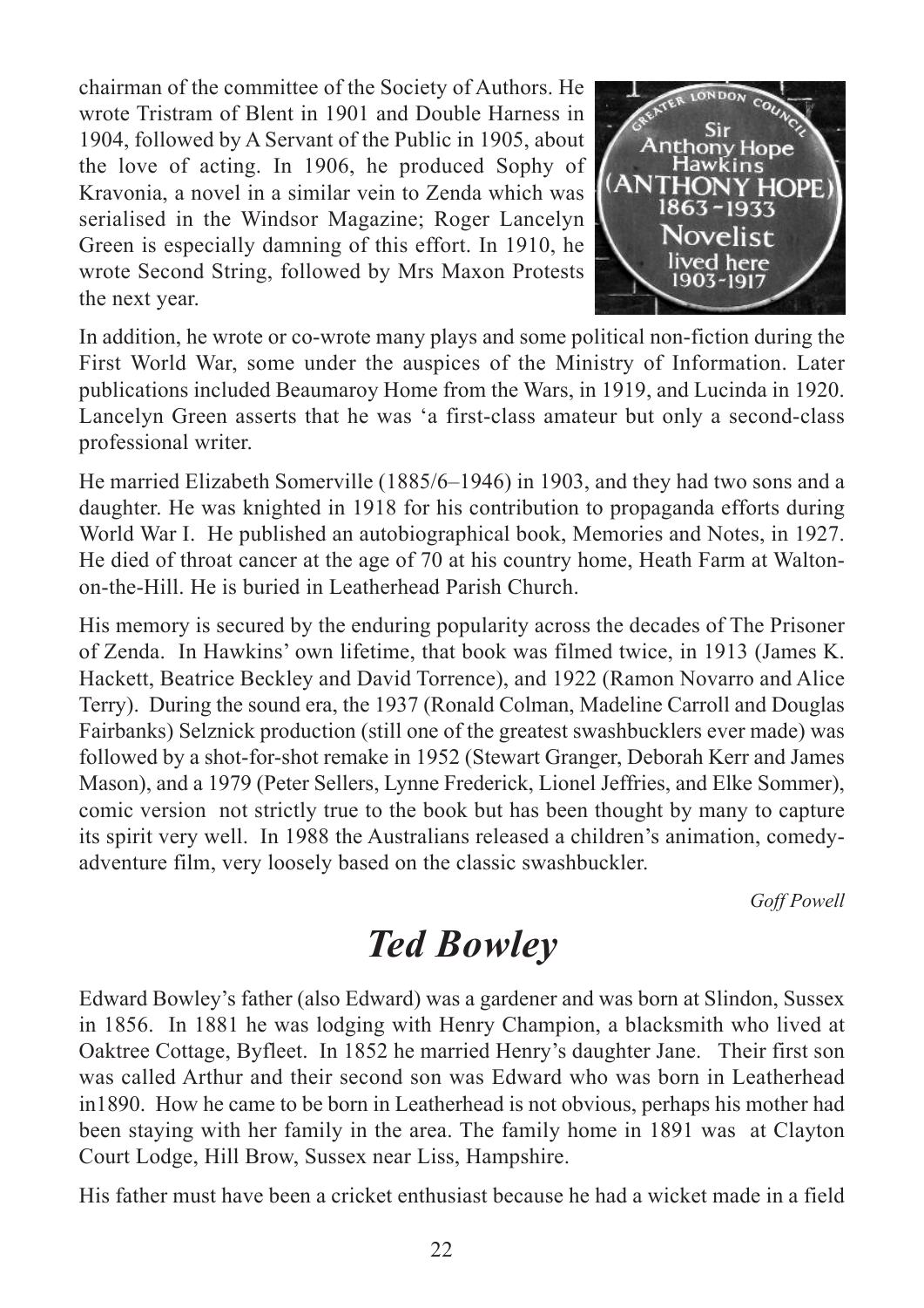chairman of the committee of the Society of Authors. He wrote Tristram of Blent in 1901 and Double Harness in 1904, followed by A Servant of the Public in 1905, about the love of acting. In 1906, he produced Sophy of Kravonia, a novel in a similar vein to Zenda which was serialised in the Windsor Magazine; Roger Lancelyn Green is especially damning of this effort. In 1910, he wrote Second String, followed by Mrs Maxon Protests the next year.

In addition, he wrote or co-wrote many plays and some political non-fiction during the First World War, some under the auspices of the Ministry of Information. Later publications included Beaumaroy Home from the Wars, in 1919, and Lucinda in 1920. Lancelyn Green asserts that he was 'a first-class amateur but only a second-class professional writer.

He married Elizabeth Somerville (1885/6–1946) in 1903, and they had two sons and a daughter. He was knighted in 1918 for his contribution to propaganda efforts during World War I. He published an autobiographical book, Memories and Notes, in 1927. He died of throat cancer at the age of 70 at his country home, Heath Farm at Walton-on-the-Hill. He is buried in Leatherhead Parish Church.

His memory is secured by the enduring popularity across the decades of The Prisoner of Zenda. In Hawkins' own lifetime, that book was filmed twice, in 1913 (James K. Hackett, Beatrice Beckley and David Torrence), and 1922 (Ramon Novarro and Alice Terry). During the sound era, the 1937 (Ronald Colman, Madeline Carroll and Douglas Fairbanks) Selznick production (still one of the greatest swashbucklers ever made) was followed by a shot-for-shot remake in 1952 (Stewart Granger, Deborah Kerr and James Mason), and a 1979 (Peter Sellers, Lynne Frederick, Lionel Jeffries, and Elke Sommer), comic version not strictly true to the book but has been thought by many to capture its spirit very well. In 1988 the Australians released a children's animation, comedy-adventure film, very loosely based on the classic swashbuckler.

*Goff Powell*

# *Ted Bowley*

Edward Bowley's father (also Edward) was a gardener and was born at Slindon, Sussex in 1856. In 1881 he was lodging with Henry Champion, a blacksmith who lived at Oaktree Cottage, Byfleet. In 1852 he married Henry's daughter Jane. Their first son was called Arthur and their second son was Edward who was born in Leatherhead in1890. How he came to be born in Leatherhead is not obvious, perhaps his mother had been staying with her family in the area. The family home in 1891 was at Clayton Court Lodge, Hill Brow, Sussex near Liss, Hampshire.

His father must have been a cricket enthusiast because he had a wicket made in a field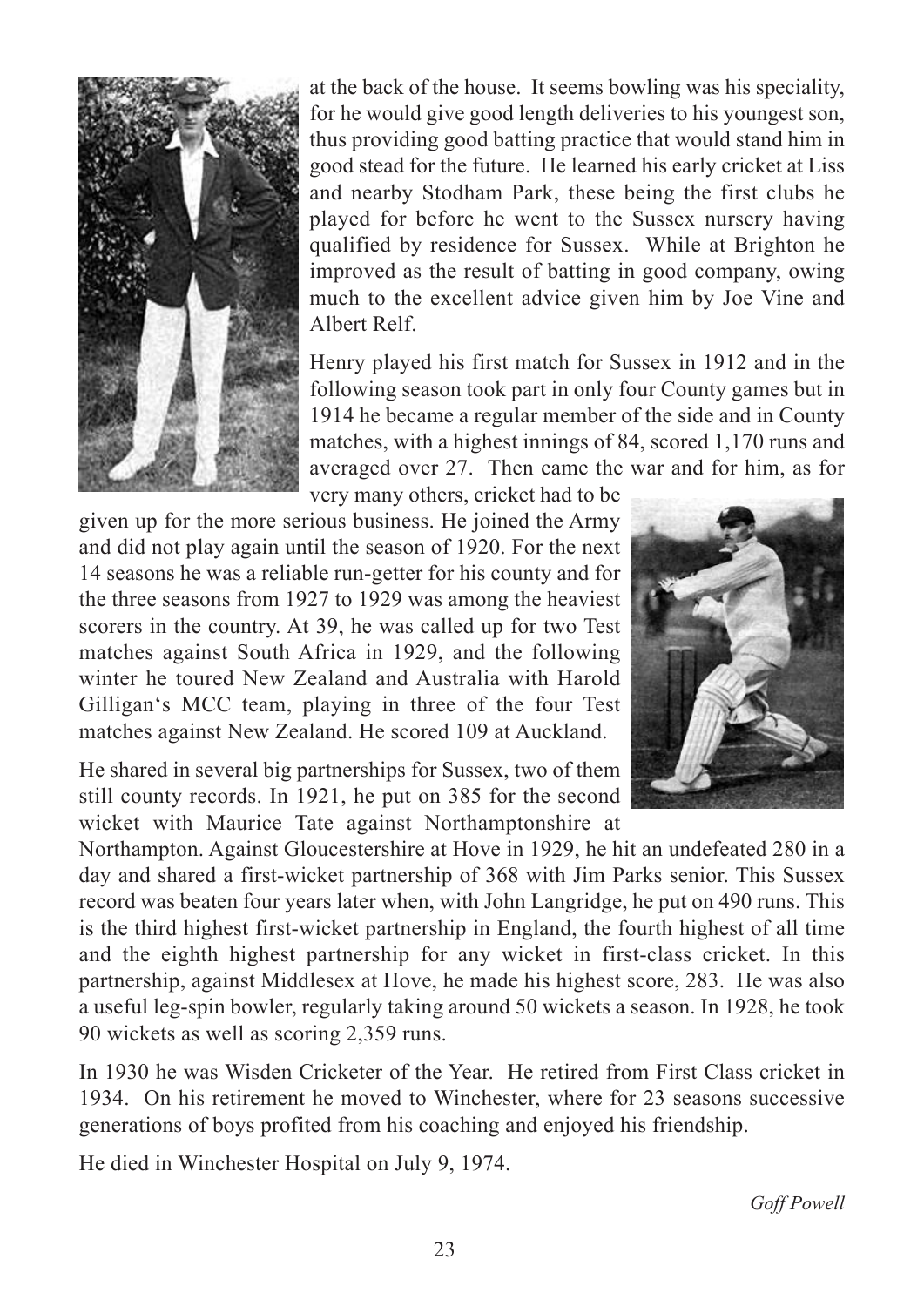at the back of the house. It seems bowling was his speciality, for he would give good length deliveries to his youngest son, thus providing good batting practice that would stand him in good stead for the future. He learned his early cricket at Liss and nearby Stodham Park, these being the first clubs he played for before he went to the Sussex nursery having qualified by residence for Sussex. While at Brighton he improved as the result of batting in good company, owing much to the excellent advice given him by Joe Vine and Albert Relf.

Henry played his first match for Sussex in 1912 and in the following season took part in only four County games but in 1914 he became a regular member of the side and in County matches, with a highest innings of 84, scored 1,170 runs and averaged over 27. Then came the war and for him, as for very many others, cricket had to be given up for the more serious business. He joined the Army and did not play again until the season of 1920. For the next 14 seasons he was a reliable run-getter for his county and for the three seasons from 1927 to 1929 was among the heaviest scorers in the country. At 39, he was called up for two Test matches against South Africa in 1929, and the following winter he toured New Zealand and Australia with Harold Gilligan's MCC team, playing in three of the four Test matches against New Zealand. He scored 109 at Auckland.

He shared in several big partnerships for Sussex, two of them still county records. In 1921, he put on 385 for the second wicket with Maurice Tate against Northamptonshire at Northampton. Against Gloucestershire at Hove in 1929, he hit an undefeated 280 in a day and shared a first-wicket partnership of 368 with Jim Parks senior. This Sussex record was beaten four years later when, with John Langridge, he put on 490 runs. This is the third highest first-wicket partnership in England, the fourth highest of all time and the eighth highest partnership for any wicket in first-class cricket. In this partnership, against Middlesex at Hove, he made his highest score, 283. He was also a useful leg-spin bowler, regularly taking around 50 wickets a season. In 1928, he took 90 wickets as well as scoring 2,359 runs.

In 1930 he was Wisden Cricketer of the Year. He retired from First Class cricket in 1934. On his retirement he moved to Winchester, where for 23 seasons successive generations of boys profited from his coaching and enjoyed his friendship.

He died in Winchester Hospital on July 9, 1974.

*Goff Powell*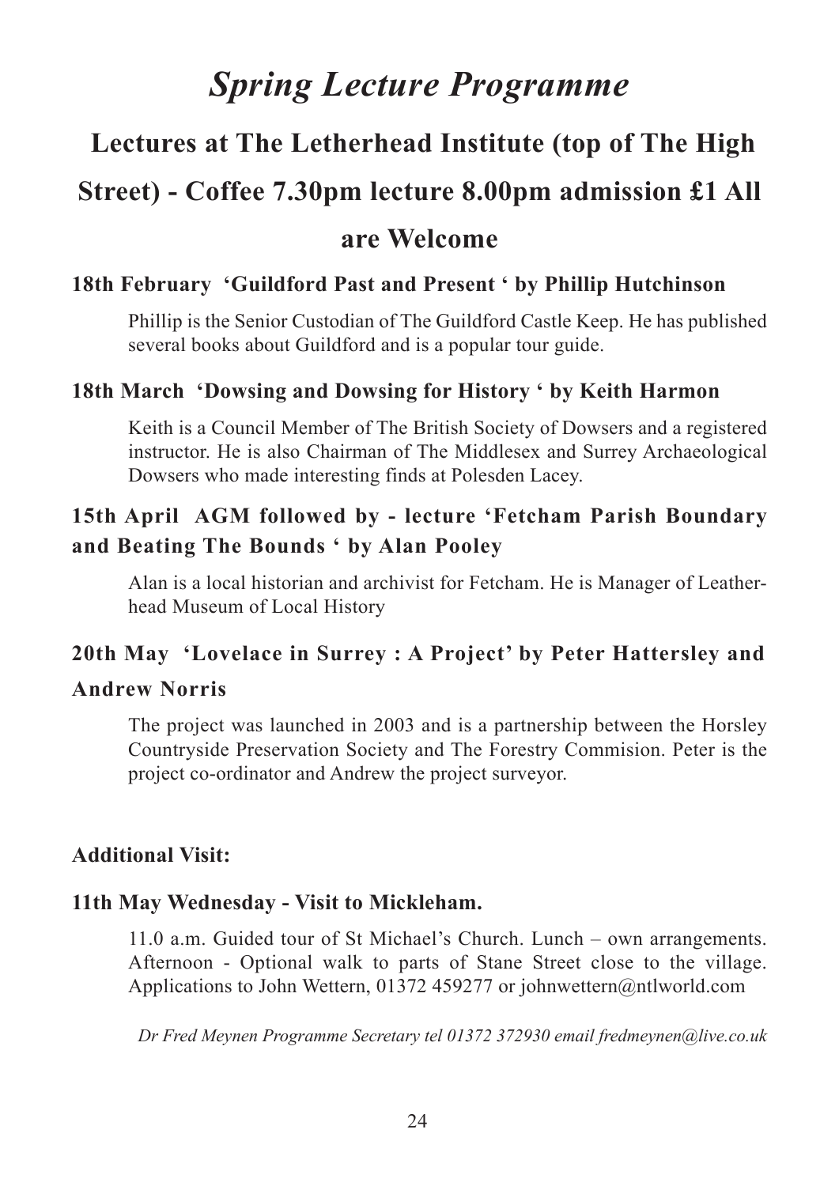# *Spring Lecture Programme*

## Lectures at The Letherhead Institute (top of The High Street) - Coffee 7.30pm lecture 8.00pm admission £1 All are Welcome

### 18th February 'Guildford Past and Present ' by Phillip Hutchinson

Phillip is the Senior Custodian of The Guildford Castle Keep. He has published several books about Guildford and is a popular tour guide.

### 18th March 'Dowsing and Dowsing for History ' by Keith Harmon

Keith is a Council Member of The British Society of Dowsers and a registered instructor. He is also Chairman of The Middlesex and Surrey Archaeological Dowsers who made interesting finds at Polesden Lacey.

### 15th April AGM followed by - lecture 'Fetcham Parish Boundary and Beating The Bounds ' by Alan Pooley

Alan is a local historian and archivist for Fetcham. He is Manager of Leatherhead Museum of Local History

### 20th May 'Lovelace in Surrey : A Project' by Peter Hattersley and Andrew Norris

The project was launched in 2003 and is a partnership between the Horsley Countryside Preservation Society and The Forestry Commision. Peter is the project co-ordinator and Andrew the project surveyor.

**Additional Visit:**

### 11th May Wednesday - Visit to Mickleham.

11.0 a.m. Guided tour of St Michael's Church. Lunch – own arrangements. Afternoon - Optional walk to parts of Stane Street close to the village. Applications to John Wettern, 01372 459277 or johnwettern@ntlworld.com

*Dr Fred Meynen Programme Secretary tel 01372 372930 email fredmeynen@live.co.uk*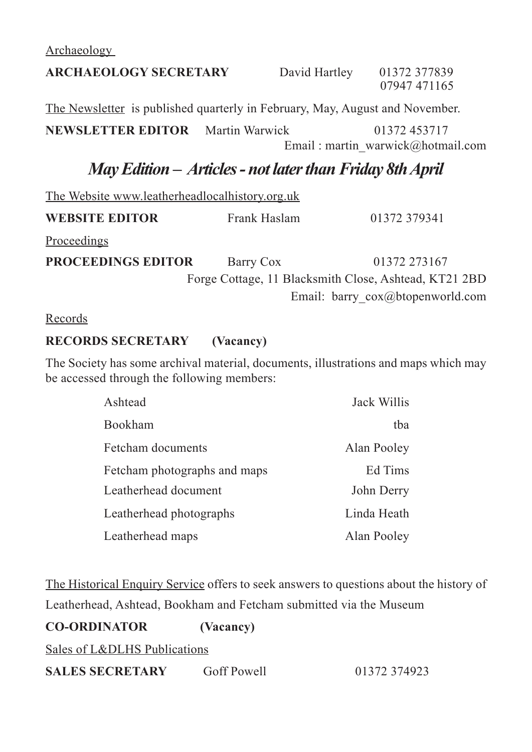Archaeology

**ARCHAEOLOGY SECRETARY** David Hartley 01372 377839
07947 471165

The Newsletter is published quarterly in February, May, August and November.

**NEWSLETTER EDITOR** Martin Warwick 01372 453717
Email : martin_warwick@hotmail.com

## *May Edition – Articles - not later than Friday 8th April*

The Website www.leatherheadlocalhistory.org.uk

**WEBSITE EDITOR** Frank Haslam 01372 379341

Proceedings

**PROCEEDINGS EDITOR** Barry Cox 01372 273167
Forge Cottage, 11 Blacksmith Close, Ashtead, KT21 2BD
Email: barry_cox@btopenworld.com

Records

**RECORDS SECRETARY (Vacancy)**

The Society has some archival material, documents, illustrations and maps which may be accessed through the following members:

| | |
|---|---|
| Ashtead | Jack Willis |
| Bookham | tba |
| Fetcham documents | Alan Pooley |
| Fetcham photographs and maps | Ed Tims |
| Leatherhead document | John Derry |
| Leatherhead photographs | Linda Heath |
| Leatherhead maps | Alan Pooley |

The Historical Enquiry Service offers to seek answers to questions about the history of Leatherhead, Ashtead, Bookham and Fetcham submitted via the Museum

**CO-ORDINATOR (Vacancy)**

Sales of L&DLHS Publications

**SALES SECRETARY** Goff Powell 01372 374923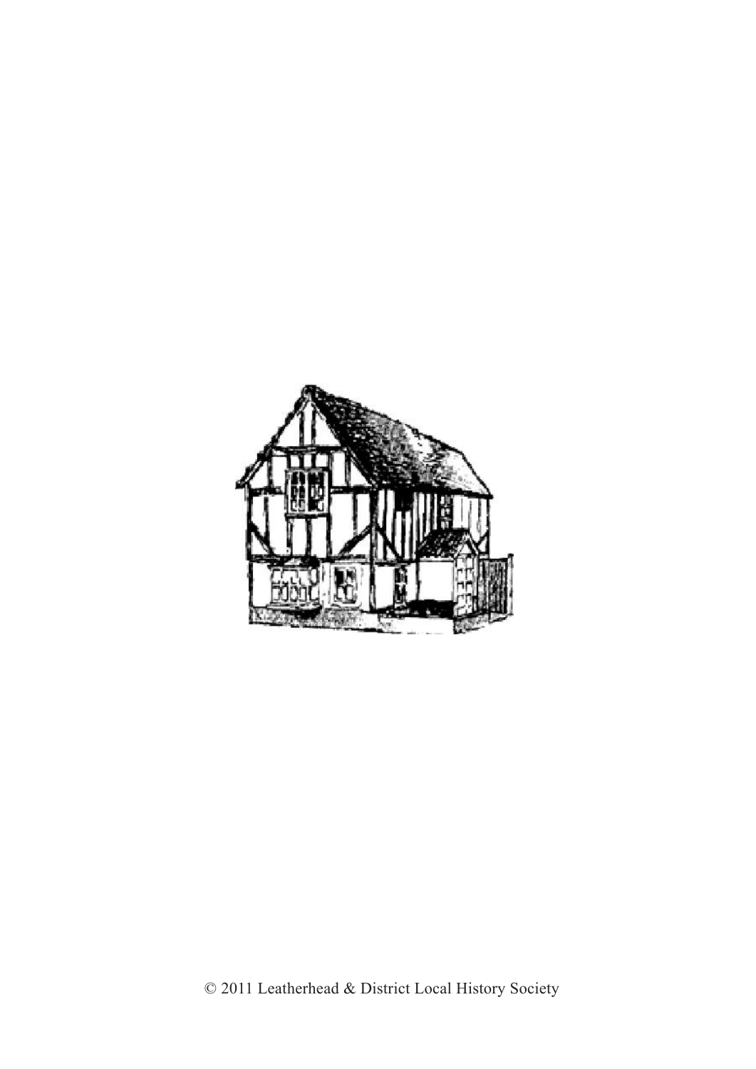© 2011 Leatherhead & District Local History Society